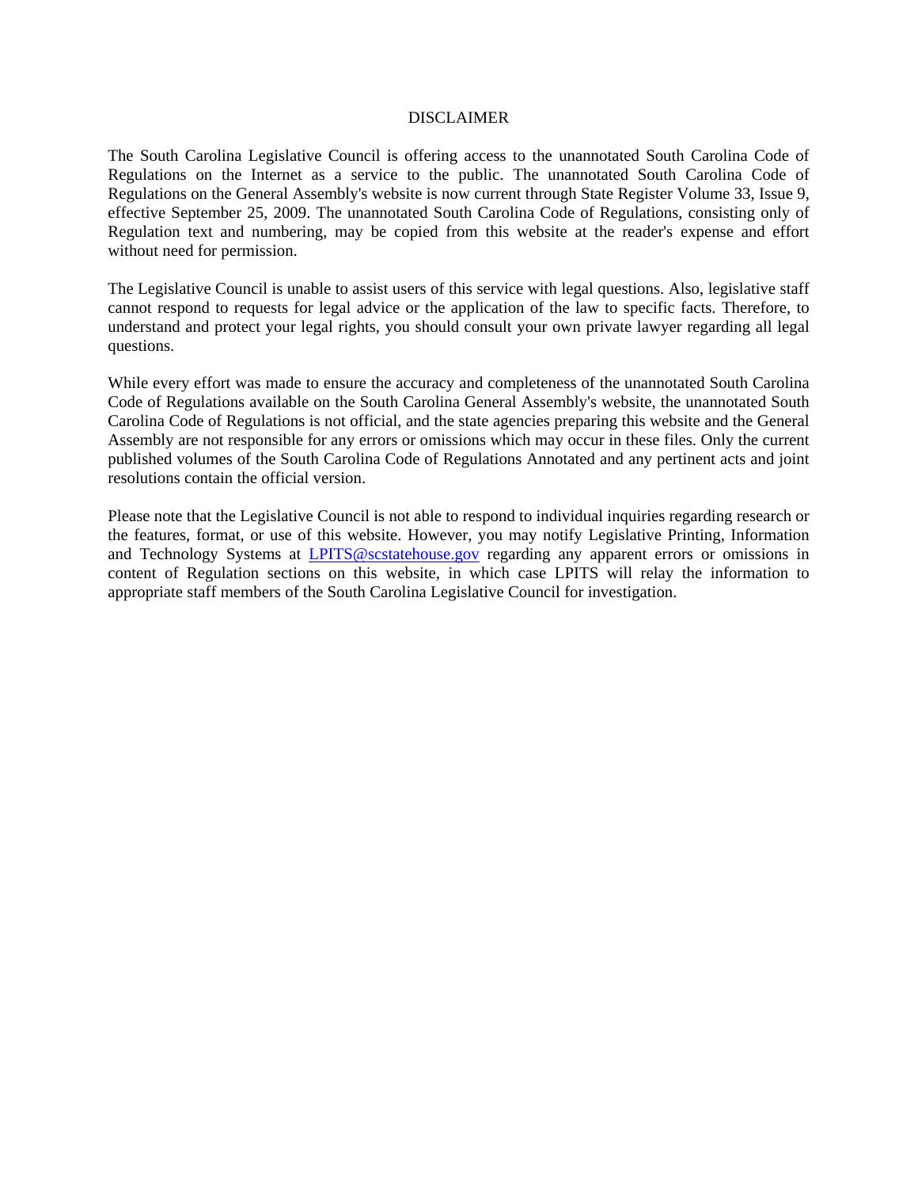# DISCLAIMER

The South Carolina Legislative Council is offering access to the unannotated South Carolina Code of Regulations on the Internet as a service to the public. The unannotated South Carolina Code of Regulations on the General Assembly's website is now current through State Register Volume 33, Issue 9, effective September 25, 2009. The unannotated South Carolina Code of Regulations, consisting only of Regulation text and numbering, may be copied from this website at the reader's expense and effort without need for permission.

The Legislative Council is unable to assist users of this service with legal questions. Also, legislative staff cannot respond to requests for legal advice or the application of the law to specific facts. Therefore, to understand and protect your legal rights, you should consult your own private lawyer regarding all legal questions.

While every effort was made to ensure the accuracy and completeness of the unannotated South Carolina Code of Regulations available on the South Carolina General Assembly's website, the unannotated South Carolina Code of Regulations is not official, and the state agencies preparing this website and the General Assembly are not responsible for any errors or omissions which may occur in these files. Only the current published volumes of the South Carolina Code of Regulations Annotated and any pertinent acts and joint resolutions contain the official version.

Please note that the Legislative Council is not able to respond to individual inquiries regarding research or the features, format, or use of this website. However, you may notify Legislative Printing, Information and Technology Systems at LPITS@scstatehouse.gov regarding any apparent errors or omissions in content of Regulation sections on this website, in which case LPITS will relay the information to appropriate staff members of the South Carolina Legislative Council for investigation.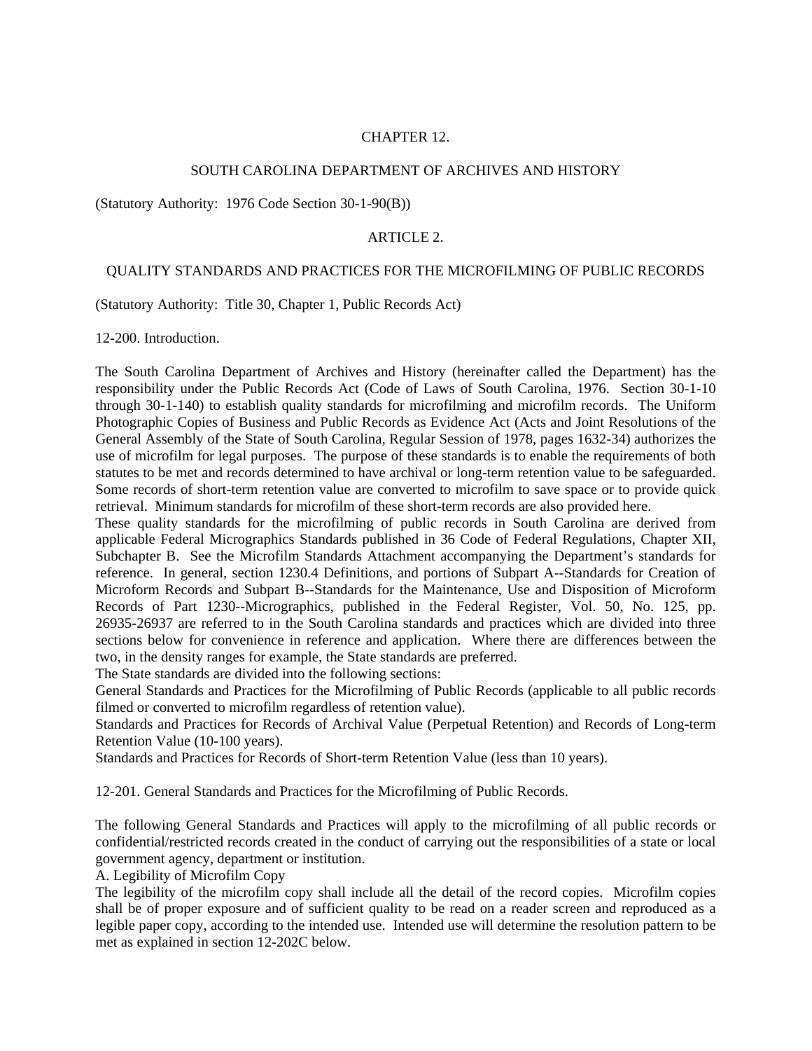# CHAPTER 12.

## SOUTH CAROLINA DEPARTMENT OF ARCHIVES AND HISTORY

(Statutory Authority: 1976 Code Section 30-1-90(B))

## ARTICLE 2.

## QUALITY STANDARDS AND PRACTICES FOR THE MICROFILMING OF PUBLIC RECORDS

(Statutory Authority: Title 30, Chapter 1, Public Records Act)

### 12-200. Introduction.

The South Carolina Department of Archives and History (hereinafter called the Department) has the responsibility under the Public Records Act (Code of Laws of South Carolina, 1976. Section 30-1-10 through 30-1-140) to establish quality standards for microfilming and microfilm records. The Uniform Photographic Copies of Business and Public Records as Evidence Act (Acts and Joint Resolutions of the General Assembly of the State of South Carolina, Regular Session of 1978, pages 1632-34) authorizes the use of microfilm for legal purposes. The purpose of these standards is to enable the requirements of both statutes to be met and records determined to have archival or long-term retention value to be safeguarded. Some records of short-term retention value are converted to microfilm to save space or to provide quick retrieval. Minimum standards for microfilm of these short-term records are also provided here.

These quality standards for the microfilming of public records in South Carolina are derived from applicable Federal Micrographics Standards published in 36 Code of Federal Regulations, Chapter XII, Subchapter B. See the Microfilm Standards Attachment accompanying the Department's standards for reference. In general, section 1230.4 Definitions, and portions of Subpart A--Standards for Creation of Microform Records and Subpart B--Standards for the Maintenance, Use and Disposition of Microform Records of Part 1230--Micrographics, published in the Federal Register, Vol. 50, No. 125, pp. 26935-26937 are referred to in the South Carolina standards and practices which are divided into three sections below for convenience in reference and application. Where there are differences between the two, in the density ranges for example, the State standards are preferred.

The State standards are divided into the following sections:

General Standards and Practices for the Microfilming of Public Records (applicable to all public records filmed or converted to microfilm regardless of retention value).

Standards and Practices for Records of Archival Value (Perpetual Retention) and Records of Long-term Retention Value (10-100 years).

Standards and Practices for Records of Short-term Retention Value (less than 10 years).

### 12-201. General Standards and Practices for the Microfilming of Public Records.

The following General Standards and Practices will apply to the microfilming of all public records or confidential/restricted records created in the conduct of carrying out the responsibilities of a state or local government agency, department or institution.

A. Legibility of Microfilm Copy

The legibility of the microfilm copy shall include all the detail of the record copies. Microfilm copies shall be of proper exposure and of sufficient quality to be read on a reader screen and reproduced as a legible paper copy, according to the intended use. Intended use will determine the resolution pattern to be met as explained in section 12-202C below.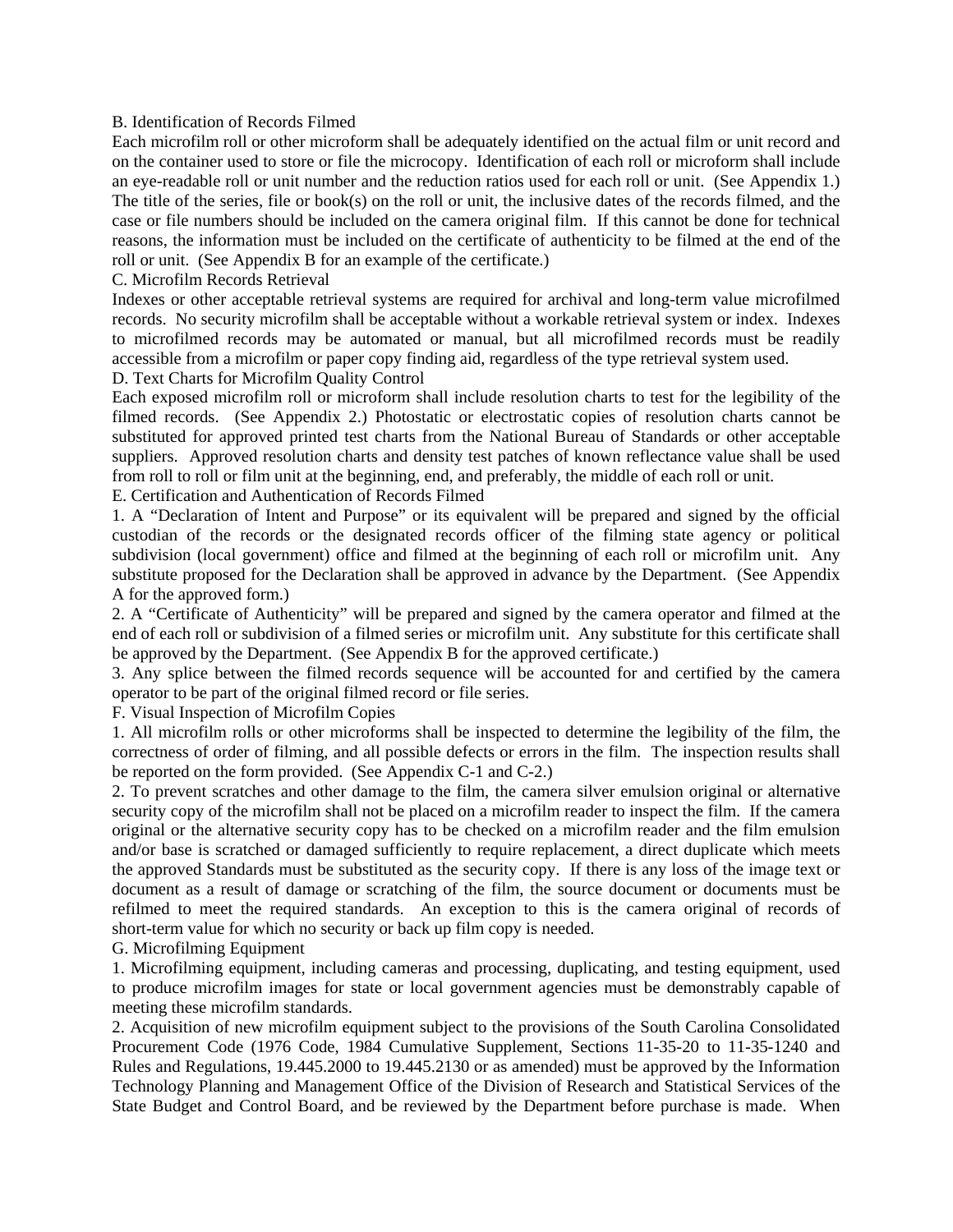### B. Identification of Records Filmed

Each microfilm roll or other microform shall be adequately identified on the actual film or unit record and on the container used to store or file the microcopy. Identification of each roll or microform shall include an eye-readable roll or unit number and the reduction ratios used for each roll or unit. (See Appendix 1.) The title of the series, file or book(s) on the roll or unit, the inclusive dates of the records filmed, and the case or file numbers should be included on the camera original film. If this cannot be done for technical reasons, the information must be included on the certificate of authenticity to be filmed at the end of the roll or unit. (See Appendix B for an example of the certificate.)

### C. Microfilm Records Retrieval

Indexes or other acceptable retrieval systems are required for archival and long-term value microfilmed records. No security microfilm shall be acceptable without a workable retrieval system or index. Indexes to microfilmed records may be automated or manual, but all microfilmed records must be readily accessible from a microfilm or paper copy finding aid, regardless of the type retrieval system used.

### D. Text Charts for Microfilm Quality Control

Each exposed microfilm roll or microform shall include resolution charts to test for the legibility of the filmed records. (See Appendix 2.) Photostatic or electrostatic copies of resolution charts cannot be substituted for approved printed test charts from the National Bureau of Standards or other acceptable suppliers. Approved resolution charts and density test patches of known reflectance value shall be used from roll to roll or film unit at the beginning, end, and preferably, the middle of each roll or unit.

### E. Certification and Authentication of Records Filmed

1. A "Declaration of Intent and Purpose" or its equivalent will be prepared and signed by the official custodian of the records or the designated records officer of the filming state agency or political subdivision (local government) office and filmed at the beginning of each roll or microfilm unit. Any substitute proposed for the Declaration shall be approved in advance by the Department. (See Appendix A for the approved form.)
2. A "Certificate of Authenticity" will be prepared and signed by the camera operator and filmed at the end of each roll or subdivision of a filmed series or microfilm unit. Any substitute for this certificate shall be approved by the Department. (See Appendix B for the approved certificate.)
3. Any splice between the filmed records sequence will be accounted for and certified by the camera operator to be part of the original filmed record or file series.

### F. Visual Inspection of Microfilm Copies

1. All microfilm rolls or other microforms shall be inspected to determine the legibility of the film, the correctness of order of filming, and all possible defects or errors in the film. The inspection results shall be reported on the form provided. (See Appendix C-1 and C-2.)
2. To prevent scratches and other damage to the film, the camera silver emulsion original or alternative security copy of the microfilm shall not be placed on a microfilm reader to inspect the film. If the camera original or the alternative security copy has to be checked on a microfilm reader and the film emulsion and/or base is scratched or damaged sufficiently to require replacement, a direct duplicate which meets the approved Standards must be substituted as the security copy. If there is any loss of the image text or document as a result of damage or scratching of the film, the source document or documents must be refilmed to meet the required standards. An exception to this is the camera original of records of short-term value for which no security or back up film copy is needed.

### G. Microfilming Equipment

1. Microfilming equipment, including cameras and processing, duplicating, and testing equipment, used to produce microfilm images for state or local government agencies must be demonstrably capable of meeting these microfilm standards.
2. Acquisition of new microfilm equipment subject to the provisions of the South Carolina Consolidated Procurement Code (1976 Code, 1984 Cumulative Supplement, Sections 11-35-20 to 11-35-1240 and Rules and Regulations, 19.445.2000 to 19.445.2130 or as amended) must be approved by the Information Technology Planning and Management Office of the Division of Research and Statistical Services of the State Budget and Control Board, and be reviewed by the Department before purchase is made. When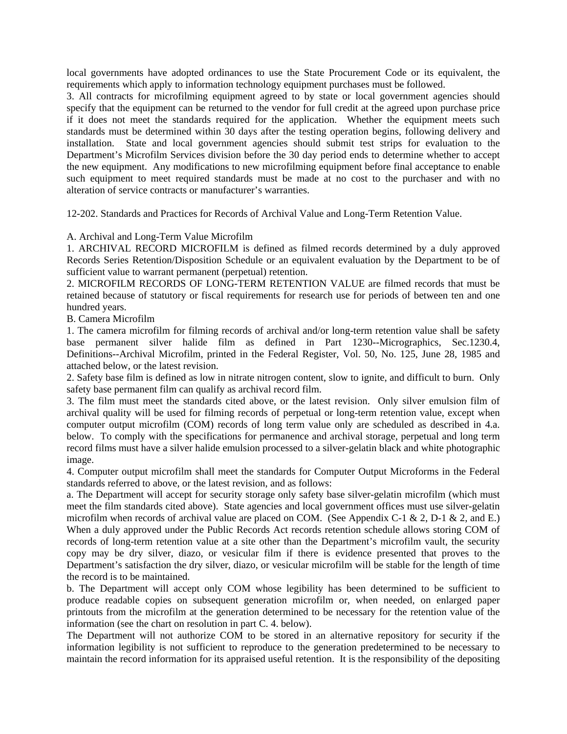local governments have adopted ordinances to use the State Procurement Code or its equivalent, the requirements which apply to information technology equipment purchases must be followed.

3. All contracts for microfilming equipment agreed to by state or local government agencies should specify that the equipment can be returned to the vendor for full credit at the agreed upon purchase price if it does not meet the standards required for the application. Whether the equipment meets such standards must be determined within 30 days after the testing operation begins, following delivery and installation. State and local government agencies should submit test strips for evaluation to the Department's Microfilm Services division before the 30 day period ends to determine whether to accept the new equipment. Any modifications to new microfilming equipment before final acceptance to enable such equipment to meet required standards must be made at no cost to the purchaser and with no alteration of service contracts or manufacturer's warranties.

12-202. Standards and Practices for Records of Archival Value and Long-Term Retention Value.

A. Archival and Long-Term Value Microfilm

1. ARCHIVAL RECORD MICROFILM is defined as filmed records determined by a duly approved Records Series Retention/Disposition Schedule or an equivalent evaluation by the Department to be of sufficient value to warrant permanent (perpetual) retention.

2. MICROFILM RECORDS OF LONG-TERM RETENTION VALUE are filmed records that must be retained because of statutory or fiscal requirements for research use for periods of between ten and one hundred years.

B. Camera Microfilm

1. The camera microfilm for filming records of archival and/or long-term retention value shall be safety base permanent silver halide film as defined in Part 1230--Micrographics, Sec.1230.4, Definitions--Archival Microfilm, printed in the Federal Register, Vol. 50, No. 125, June 28, 1985 and attached below, or the latest revision.

2. Safety base film is defined as low in nitrate nitrogen content, slow to ignite, and difficult to burn. Only safety base permanent film can qualify as archival record film.

3. The film must meet the standards cited above, or the latest revision. Only silver emulsion film of archival quality will be used for filming records of perpetual or long-term retention value, except when computer output microfilm (COM) records of long term value only are scheduled as described in 4.a. below. To comply with the specifications for permanence and archival storage, perpetual and long term record films must have a silver halide emulsion processed to a silver-gelatin black and white photographic image.

4. Computer output microfilm shall meet the standards for Computer Output Microforms in the Federal standards referred to above, or the latest revision, and as follows:

a. The Department will accept for security storage only safety base silver-gelatin microfilm (which must meet the film standards cited above). State agencies and local government offices must use silver-gelatin microfilm when records of archival value are placed on COM. (See Appendix C-1 & 2, D-1 & 2, and E.) When a duly approved under the Public Records Act records retention schedule allows storing COM of records of long-term retention value at a site other than the Department's microfilm vault, the security copy may be dry silver, diazo, or vesicular film if there is evidence presented that proves to the Department's satisfaction the dry silver, diazo, or vesicular microfilm will be stable for the length of time the record is to be maintained.

b. The Department will accept only COM whose legibility has been determined to be sufficient to produce readable copies on subsequent generation microfilm or, when needed, on enlarged paper printouts from the microfilm at the generation determined to be necessary for the retention value of the information (see the chart on resolution in part C. 4. below).

The Department will not authorize COM to be stored in an alternative repository for security if the information legibility is not sufficient to reproduce to the generation predetermined to be necessary to maintain the record information for its appraised useful retention. It is the responsibility of the depositing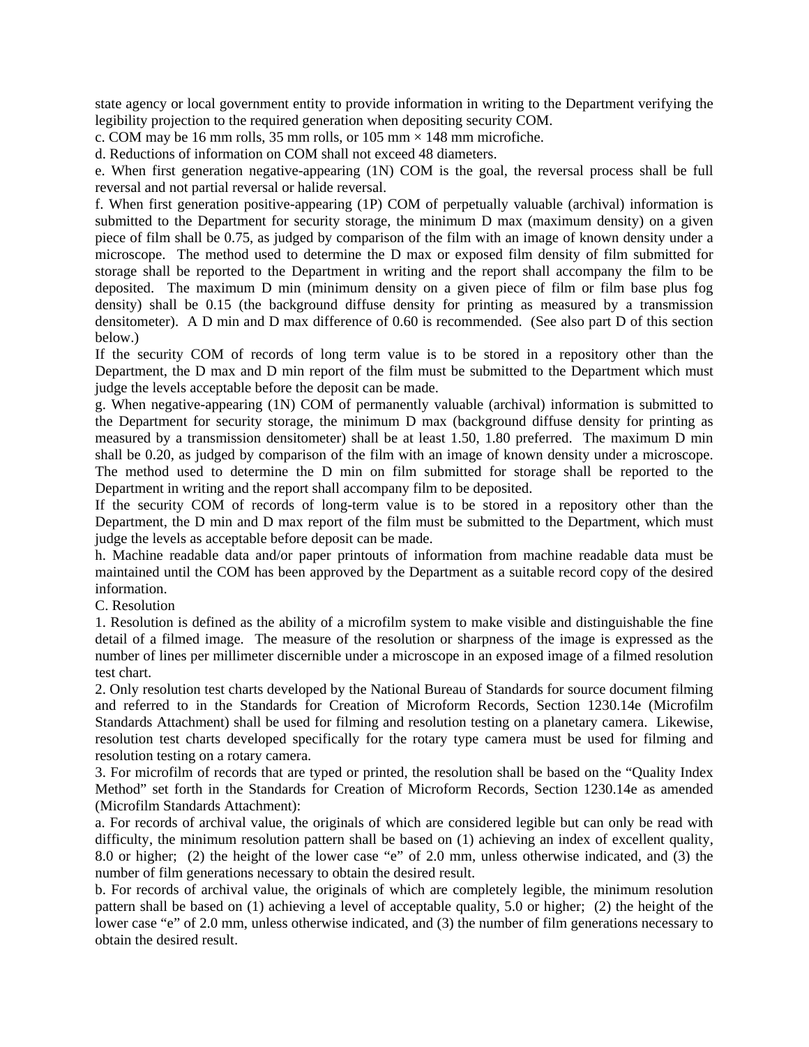state agency or local government entity to provide information in writing to the Department verifying the legibility projection to the required generation when depositing security COM.

c. COM may be 16 mm rolls, 35 mm rolls, or 105 mm × 148 mm microfiche.

d. Reductions of information on COM shall not exceed 48 diameters.

e. When first generation negative-appearing (1N) COM is the goal, the reversal process shall be full reversal and not partial reversal or halide reversal.

f. When first generation positive-appearing (1P) COM of perpetually valuable (archival) information is submitted to the Department for security storage, the minimum D max (maximum density) on a given piece of film shall be 0.75, as judged by comparison of the film with an image of known density under a microscope. The method used to determine the D max or exposed film density of film submitted for storage shall be reported to the Department in writing and the report shall accompany the film to be deposited. The maximum D min (minimum density on a given piece of film or film base plus fog density) shall be 0.15 (the background diffuse density for printing as measured by a transmission densitometer). A D min and D max difference of 0.60 is recommended. (See also part D of this section below.)

If the security COM of records of long term value is to be stored in a repository other than the Department, the D max and D min report of the film must be submitted to the Department which must judge the levels acceptable before the deposit can be made.

g. When negative-appearing (1N) COM of permanently valuable (archival) information is submitted to the Department for security storage, the minimum D max (background diffuse density for printing as measured by a transmission densitometer) shall be at least 1.50, 1.80 preferred. The maximum D min shall be 0.20, as judged by comparison of the film with an image of known density under a microscope. The method used to determine the D min on film submitted for storage shall be reported to the Department in writing and the report shall accompany film to be deposited.

If the security COM of records of long-term value is to be stored in a repository other than the Department, the D min and D max report of the film must be submitted to the Department, which must judge the levels as acceptable before deposit can be made.

h. Machine readable data and/or paper printouts of information from machine readable data must be maintained until the COM has been approved by the Department as a suitable record copy of the desired information.

C. Resolution

1. Resolution is defined as the ability of a microfilm system to make visible and distinguishable the fine detail of a filmed image. The measure of the resolution or sharpness of the image is expressed as the number of lines per millimeter discernible under a microscope in an exposed image of a filmed resolution test chart.

2. Only resolution test charts developed by the National Bureau of Standards for source document filming and referred to in the Standards for Creation of Microform Records, Section 1230.14e (Microfilm Standards Attachment) shall be used for filming and resolution testing on a planetary camera. Likewise, resolution test charts developed specifically for the rotary type camera must be used for filming and resolution testing on a rotary camera.

3. For microfilm of records that are typed or printed, the resolution shall be based on the "Quality Index Method" set forth in the Standards for Creation of Microform Records, Section 1230.14e as amended (Microfilm Standards Attachment):

a. For records of archival value, the originals of which are considered legible but can only be read with difficulty, the minimum resolution pattern shall be based on (1) achieving an index of excellent quality, 8.0 or higher; (2) the height of the lower case "e" of 2.0 mm, unless otherwise indicated, and (3) the number of film generations necessary to obtain the desired result.

b. For records of archival value, the originals of which are completely legible, the minimum resolution pattern shall be based on (1) achieving a level of acceptable quality, 5.0 or higher; (2) the height of the lower case "e" of 2.0 mm, unless otherwise indicated, and (3) the number of film generations necessary to obtain the desired result.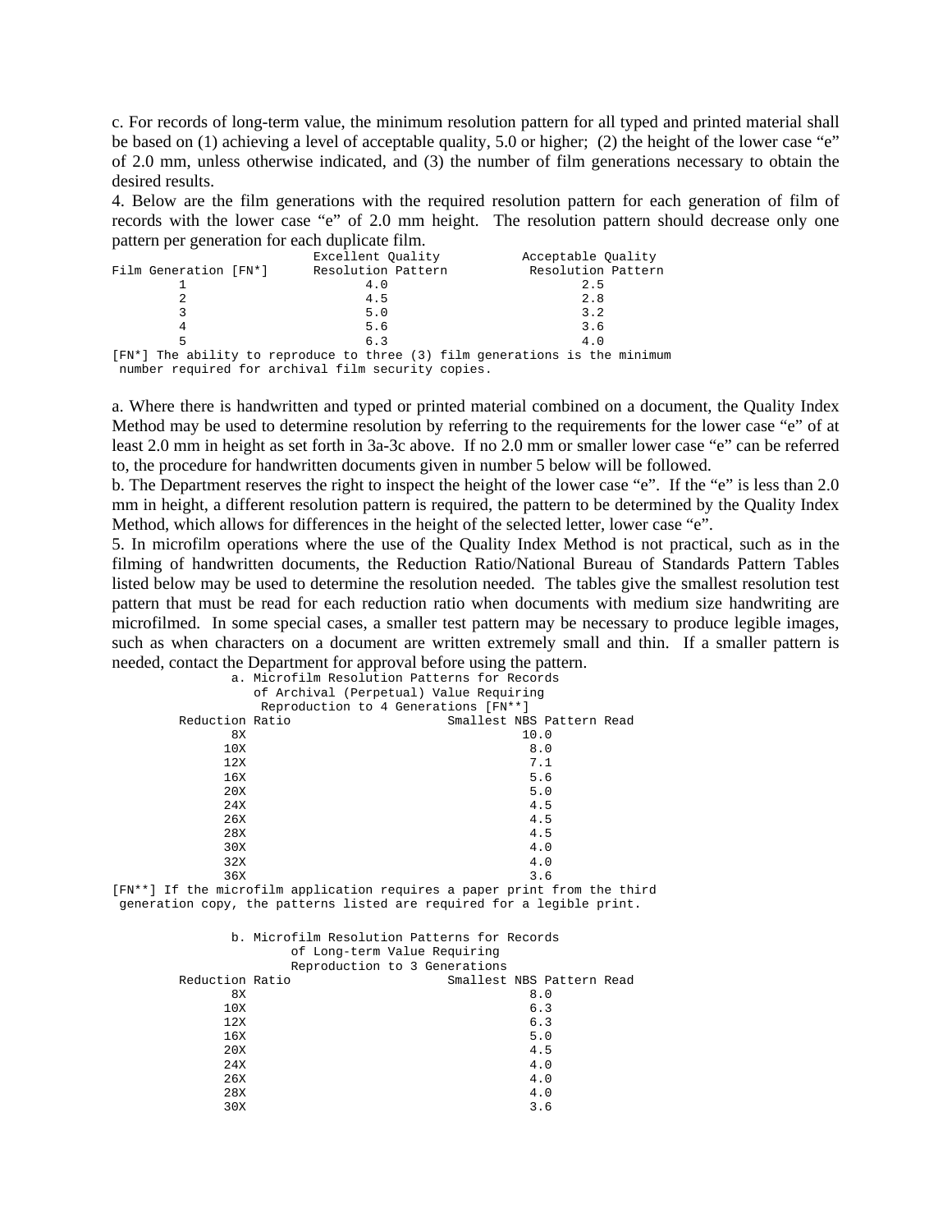c. For records of long-term value, the minimum resolution pattern for all typed and printed material shall be based on (1) achieving a level of acceptable quality, 5.0 or higher; (2) the height of the lower case "e" of 2.0 mm, unless otherwise indicated, and (3) the number of film generations necessary to obtain the desired results.

4. Below are the film generations with the required resolution pattern for each generation of film of records with the lower case "e" of 2.0 mm height. The resolution pattern should decrease only one pattern per generation for each duplicate film.

| Film Generation [FN*] | Excellent Quality Resolution Pattern | Acceptable Quality Resolution Pattern |
|---|---|---|
| 1 | 4.0 | 2.5 |
| 2 | 4.5 | 2.8 |
| 3 | 5.0 | 3.2 |
| 4 | 5.6 | 3.6 |
| 5 | 6.3 | 4.0 |

[FN*] The ability to reproduce to three (3) film generations is the minimum number required for archival film security copies.

a. Where there is handwritten and typed or printed material combined on a document, the Quality Index Method may be used to determine resolution by referring to the requirements for the lower case "e" of at least 2.0 mm in height as set forth in 3a-3c above. If no 2.0 mm or smaller lower case "e" can be referred to, the procedure for handwritten documents given in number 5 below will be followed.

b. The Department reserves the right to inspect the height of the lower case "e". If the "e" is less than 2.0 mm in height, a different resolution pattern is required, the pattern to be determined by the Quality Index Method, which allows for differences in the height of the selected letter, lower case "e".

5. In microfilm operations where the use of the Quality Index Method is not practical, such as in the filming of handwritten documents, the Reduction Ratio/National Bureau of Standards Pattern Tables listed below may be used to determine the resolution needed. The tables give the smallest resolution test pattern that must be read for each reduction ratio when documents with medium size handwriting are microfilmed. In some special cases, a smaller test pattern may be necessary to produce legible images, such as when characters on a document are written extremely small and thin. If a smaller pattern is needed, contact the Department for approval before using the pattern.

a. Microfilm Resolution Patterns for Records of Archival (Perpetual) Value Requiring Reproduction to 4 Generations [FN**]

| Reduction Ratio | Smallest NBS Pattern Read |
|---|---|
| 8X | 10.0 |
| 10X | 8.0 |
| 12X | 7.1 |
| 16X | 5.6 |
| 20X | 5.0 |
| 24X | 4.5 |
| 26X | 4.5 |
| 28X | 4.5 |
| 30X | 4.0 |
| 32X | 4.0 |
| 36X | 3.6 |

[FN**] If the microfilm application requires a paper print from the third generation copy, the patterns listed are required for a legible print.

b. Microfilm Resolution Patterns for Records of Long-term Value Requiring Reproduction to 3 Generations

| Reduction Ratio | Smallest NBS Pattern Read |
|---|---|
| 8X | 8.0 |
| 10X | 6.3 |
| 12X | 6.3 |
| 16X | 5.0 |
| 20X | 4.5 |
| 24X | 4.0 |
| 26X | 4.0 |
| 28X | 4.0 |
| 30X | 3.6 |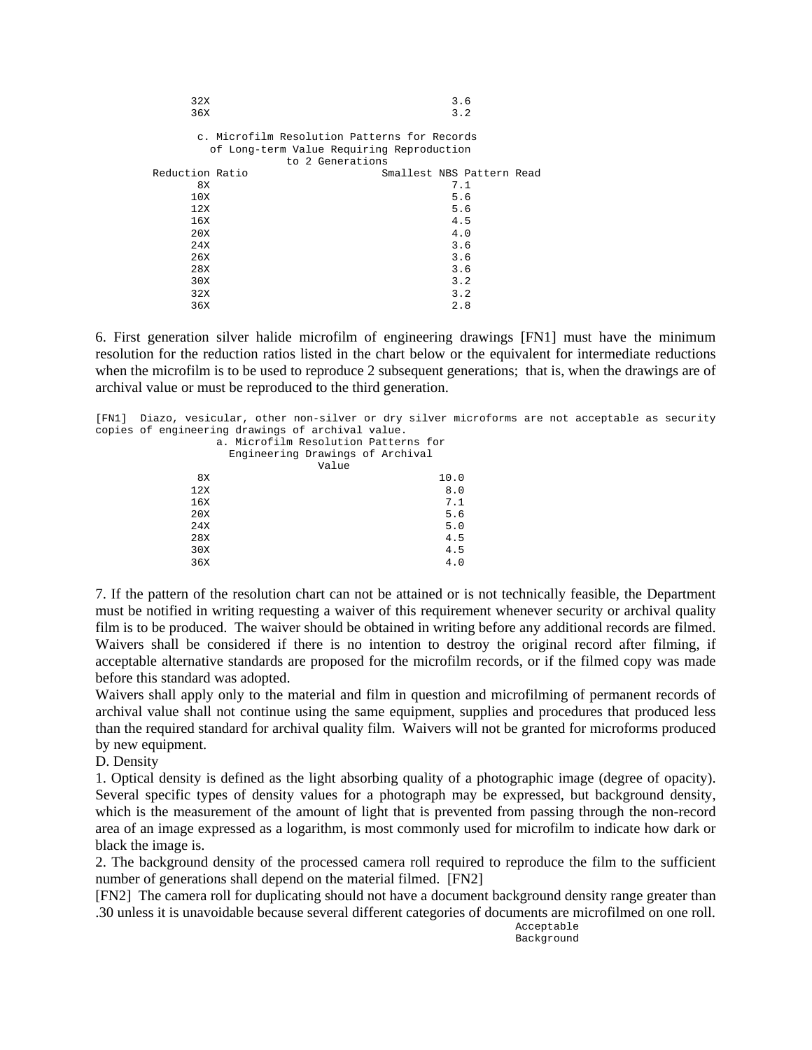| | |
|---|---|
| 32X | 3.6 |
| 36X | 3.2 |

c. Microfilm Resolution Patterns for Records of Long-term Value Requiring Reproduction to 2 Generations

| Reduction Ratio | Smallest NBS Pattern Read |
|---|---|
| 8X | 7.1 |
| 10X | 5.6 |
| 12X | 5.6 |
| 16X | 4.5 |
| 20X | 4.0 |
| 24X | 3.6 |
| 26X | 3.6 |
| 28X | 3.6 |
| 30X | 3.2 |
| 32X | 3.2 |
| 36X | 2.8 |

6. First generation silver halide microfilm of engineering drawings [FN1] must have the minimum resolution for the reduction ratios listed in the chart below or the equivalent for intermediate reductions when the microfilm is to be used to reproduce 2 subsequent generations; that is, when the drawings are of archival value or must be reproduced to the third generation.

[FN1] Diazo, vesicular, other non-silver or dry silver microforms are not acceptable as security copies of engineering drawings of archival value.

a. Microfilm Resolution Patterns for Engineering Drawings of Archival Value

| | |
|---|---|
| 8X | 10.0 |
| 12X | 8.0 |
| 16X | 7.1 |
| 20X | 5.6 |
| 24X | 5.0 |
| 28X | 4.5 |
| 30X | 4.5 |
| 36X | 4.0 |

7. If the pattern of the resolution chart can not be attained or is not technically feasible, the Department must be notified in writing requesting a waiver of this requirement whenever security or archival quality film is to be produced. The waiver should be obtained in writing before any additional records are filmed. Waivers shall be considered if there is no intention to destroy the original record after filming, if acceptable alternative standards are proposed for the microfilm records, or if the filmed copy was made before this standard was adopted.

Waivers shall apply only to the material and film in question and microfilming of permanent records of archival value shall not continue using the same equipment, supplies and procedures that produced less than the required standard for archival quality film. Waivers will not be granted for microforms produced by new equipment.

D. Density

1. Optical density is defined as the light absorbing quality of a photographic image (degree of opacity). Several specific types of density values for a photograph may be expressed, but background density, which is the measurement of the amount of light that is prevented from passing through the non-record area of an image expressed as a logarithm, is most commonly used for microfilm to indicate how dark or black the image is.

2. The background density of the processed camera roll required to reproduce the film to the sufficient number of generations shall depend on the material filmed. [FN2]

[FN2] The camera roll for duplicating should not have a document background density range greater than .30 unless it is unavoidable because several different categories of documents are microfilmed on one roll.

Acceptable
Background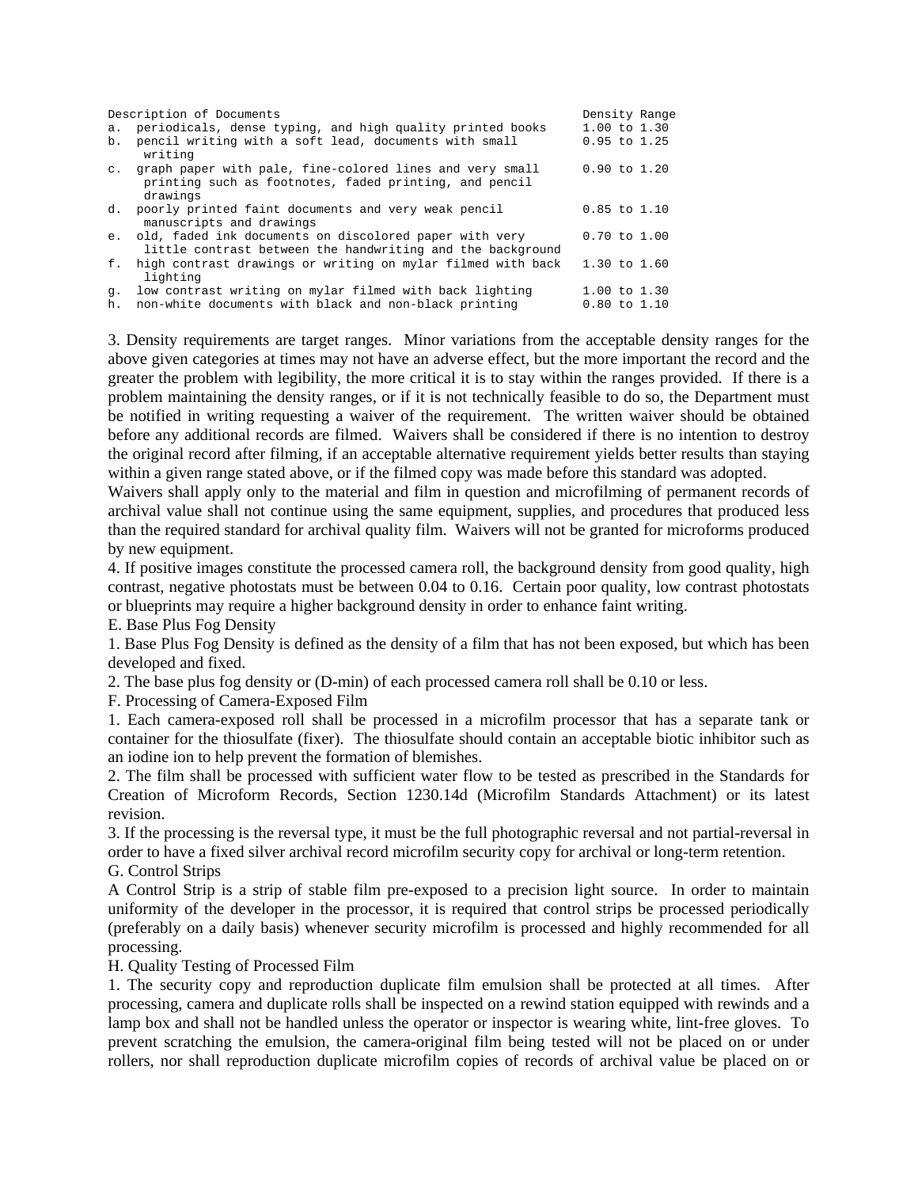| Description of Documents | Density Range |
| --- | --- |
| a. periodicals, dense typing, and high quality printed books | 1.00 to 1.30 |
| b. pencil writing with a soft lead, documents with small writing | 0.95 to 1.25 |
| c. graph paper with pale, fine-colored lines and very small printing such as footnotes, faded printing, and pencil drawings | 0.90 to 1.20 |
| d. poorly printed faint documents and very weak pencil manuscripts and drawings | 0.85 to 1.10 |
| e. old, faded ink documents on discolored paper with very little contrast between the handwriting and the background | 0.70 to 1.00 |
| f. high contrast drawings or writing on mylar filmed with back lighting | 1.30 to 1.60 |
| g. low contrast writing on mylar filmed with back lighting | 1.00 to 1.30 |
| h. non-white documents with black and non-black printing | 0.80 to 1.10 |

3. Density requirements are target ranges. Minor variations from the acceptable density ranges for the above given categories at times may not have an adverse effect, but the more important the record and the greater the problem with legibility, the more critical it is to stay within the ranges provided. If there is a problem maintaining the density ranges, or if it is not technically feasible to do so, the Department must be notified in writing requesting a waiver of the requirement. The written waiver should be obtained before any additional records are filmed. Waivers shall be considered if there is no intention to destroy the original record after filming, if an acceptable alternative requirement yields better results than staying within a given range stated above, or if the filmed copy was made before this standard was adopted.

Waivers shall apply only to the material and film in question and microfilming of permanent records of archival value shall not continue using the same equipment, supplies, and procedures that produced less than the required standard for archival quality film. Waivers will not be granted for microforms produced by new equipment.

4. If positive images constitute the processed camera roll, the background density from good quality, high contrast, negative photostats must be between 0.04 to 0.16. Certain poor quality, low contrast photostats or blueprints may require a higher background density in order to enhance faint writing.

E. Base Plus Fog Density

1. Base Plus Fog Density is defined as the density of a film that has not been exposed, but which has been developed and fixed.

2. The base plus fog density or (D-min) of each processed camera roll shall be 0.10 or less.

F. Processing of Camera-Exposed Film

1. Each camera-exposed roll shall be processed in a microfilm processor that has a separate tank or container for the thiosulfate (fixer). The thiosulfate should contain an acceptable biotic inhibitor such as an iodine ion to help prevent the formation of blemishes.

2. The film shall be processed with sufficient water flow to be tested as prescribed in the Standards for Creation of Microform Records, Section 1230.14d (Microfilm Standards Attachment) or its latest revision.

3. If the processing is the reversal type, it must be the full photographic reversal and not partial-reversal in order to have a fixed silver archival record microfilm security copy for archival or long-term retention.

G. Control Strips

A Control Strip is a strip of stable film pre-exposed to a precision light source. In order to maintain uniformity of the developer in the processor, it is required that control strips be processed periodically (preferably on a daily basis) whenever security microfilm is processed and highly recommended for all processing.

H. Quality Testing of Processed Film

1. The security copy and reproduction duplicate film emulsion shall be protected at all times. After processing, camera and duplicate rolls shall be inspected on a rewind station equipped with rewinds and a lamp box and shall not be handled unless the operator or inspector is wearing white, lint-free gloves. To prevent scratching the emulsion, the camera-original film being tested will not be placed on or under rollers, nor shall reproduction duplicate microfilm copies of records of archival value be placed on or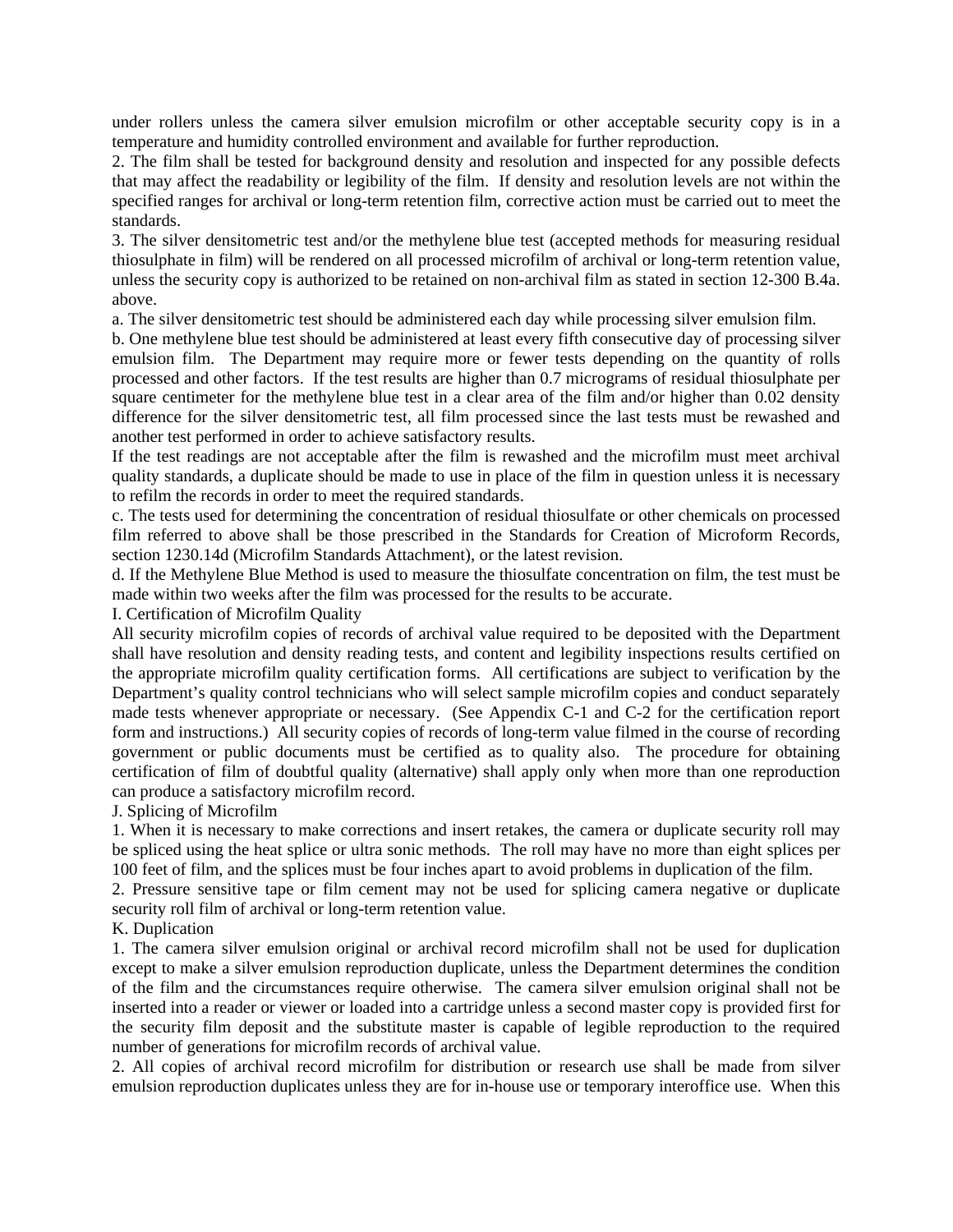under rollers unless the camera silver emulsion microfilm or other acceptable security copy is in a temperature and humidity controlled environment and available for further reproduction.

2. The film shall be tested for background density and resolution and inspected for any possible defects that may affect the readability or legibility of the film. If density and resolution levels are not within the specified ranges for archival or long-term retention film, corrective action must be carried out to meet the standards.

3. The silver densitometric test and/or the methylene blue test (accepted methods for measuring residual thiosulphate in film) will be rendered on all processed microfilm of archival or long-term retention value, unless the security copy is authorized to be retained on non-archival film as stated in section 12-300 B.4a. above.

a. The silver densitometric test should be administered each day while processing silver emulsion film.

b. One methylene blue test should be administered at least every fifth consecutive day of processing silver emulsion film. The Department may require more or fewer tests depending on the quantity of rolls processed and other factors. If the test results are higher than 0.7 micrograms of residual thiosulphate per square centimeter for the methylene blue test in a clear area of the film and/or higher than 0.02 density difference for the silver densitometric test, all film processed since the last tests must be rewashed and another test performed in order to achieve satisfactory results.

If the test readings are not acceptable after the film is rewashed and the microfilm must meet archival quality standards, a duplicate should be made to use in place of the film in question unless it is necessary to refilm the records in order to meet the required standards.

c. The tests used for determining the concentration of residual thiosulfate or other chemicals on processed film referred to above shall be those prescribed in the Standards for Creation of Microform Records, section 1230.14d (Microfilm Standards Attachment), or the latest revision.

d. If the Methylene Blue Method is used to measure the thiosulfate concentration on film, the test must be made within two weeks after the film was processed for the results to be accurate.

I. Certification of Microfilm Quality

All security microfilm copies of records of archival value required to be deposited with the Department shall have resolution and density reading tests, and content and legibility inspections results certified on the appropriate microfilm quality certification forms. All certifications are subject to verification by the Department's quality control technicians who will select sample microfilm copies and conduct separately made tests whenever appropriate or necessary. (See Appendix C-1 and C-2 for the certification report form and instructions.) All security copies of records of long-term value filmed in the course of recording government or public documents must be certified as to quality also. The procedure for obtaining certification of film of doubtful quality (alternative) shall apply only when more than one reproduction can produce a satisfactory microfilm record.

J. Splicing of Microfilm

1. When it is necessary to make corrections and insert retakes, the camera or duplicate security roll may be spliced using the heat splice or ultra sonic methods. The roll may have no more than eight splices per 100 feet of film, and the splices must be four inches apart to avoid problems in duplication of the film.

2. Pressure sensitive tape or film cement may not be used for splicing camera negative or duplicate security roll film of archival or long-term retention value.

K. Duplication

1. The camera silver emulsion original or archival record microfilm shall not be used for duplication except to make a silver emulsion reproduction duplicate, unless the Department determines the condition of the film and the circumstances require otherwise. The camera silver emulsion original shall not be inserted into a reader or viewer or loaded into a cartridge unless a second master copy is provided first for the security film deposit and the substitute master is capable of legible reproduction to the required number of generations for microfilm records of archival value.

2. All copies of archival record microfilm for distribution or research use shall be made from silver emulsion reproduction duplicates unless they are for in-house use or temporary interoffice use. When this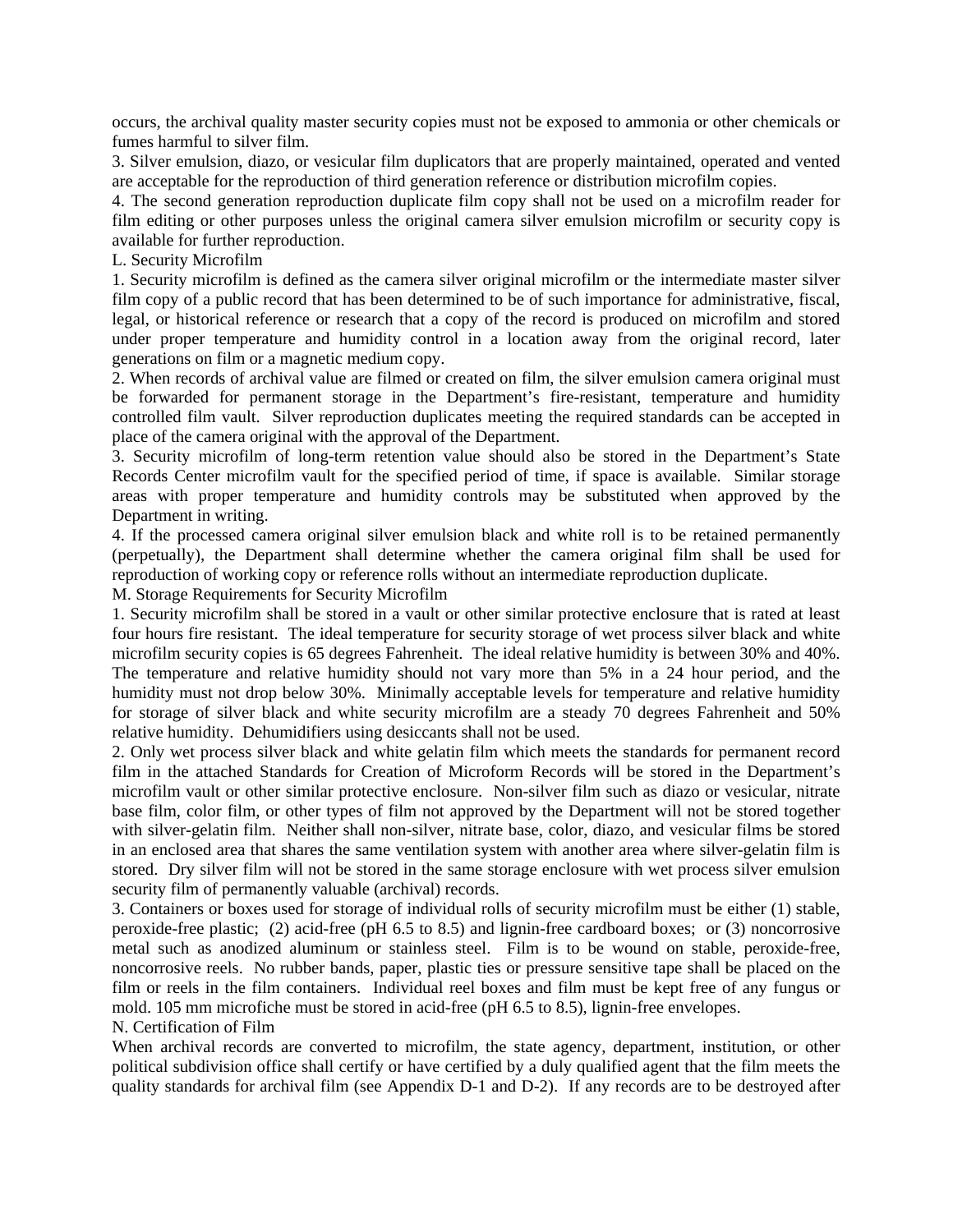occurs, the archival quality master security copies must not be exposed to ammonia or other chemicals or fumes harmful to silver film.

3. Silver emulsion, diazo, or vesicular film duplicators that are properly maintained, operated and vented are acceptable for the reproduction of third generation reference or distribution microfilm copies.

4. The second generation reproduction duplicate film copy shall not be used on a microfilm reader for film editing or other purposes unless the original camera silver emulsion microfilm or security copy is available for further reproduction.

L. Security Microfilm

1. Security microfilm is defined as the camera silver original microfilm or the intermediate master silver film copy of a public record that has been determined to be of such importance for administrative, fiscal, legal, or historical reference or research that a copy of the record is produced on microfilm and stored under proper temperature and humidity control in a location away from the original record, later generations on film or a magnetic medium copy.

2. When records of archival value are filmed or created on film, the silver emulsion camera original must be forwarded for permanent storage in the Department's fire-resistant, temperature and humidity controlled film vault. Silver reproduction duplicates meeting the required standards can be accepted in place of the camera original with the approval of the Department.

3. Security microfilm of long-term retention value should also be stored in the Department's State Records Center microfilm vault for the specified period of time, if space is available. Similar storage areas with proper temperature and humidity controls may be substituted when approved by the Department in writing.

4. If the processed camera original silver emulsion black and white roll is to be retained permanently (perpetually), the Department shall determine whether the camera original film shall be used for reproduction of working copy or reference rolls without an intermediate reproduction duplicate.

M. Storage Requirements for Security Microfilm

1. Security microfilm shall be stored in a vault or other similar protective enclosure that is rated at least four hours fire resistant. The ideal temperature for security storage of wet process silver black and white microfilm security copies is 65 degrees Fahrenheit. The ideal relative humidity is between 30% and 40%. The temperature and relative humidity should not vary more than 5% in a 24 hour period, and the humidity must not drop below 30%. Minimally acceptable levels for temperature and relative humidity for storage of silver black and white security microfilm are a steady 70 degrees Fahrenheit and 50% relative humidity. Dehumidifiers using desiccants shall not be used.

2. Only wet process silver black and white gelatin film which meets the standards for permanent record film in the attached Standards for Creation of Microform Records will be stored in the Department's microfilm vault or other similar protective enclosure. Non-silver film such as diazo or vesicular, nitrate base film, color film, or other types of film not approved by the Department will not be stored together with silver-gelatin film. Neither shall non-silver, nitrate base, color, diazo, and vesicular films be stored in an enclosed area that shares the same ventilation system with another area where silver-gelatin film is stored. Dry silver film will not be stored in the same storage enclosure with wet process silver emulsion security film of permanently valuable (archival) records.

3. Containers or boxes used for storage of individual rolls of security microfilm must be either (1) stable, peroxide-free plastic; (2) acid-free (pH 6.5 to 8.5) and lignin-free cardboard boxes; or (3) noncorrosive metal such as anodized aluminum or stainless steel. Film is to be wound on stable, peroxide-free, noncorrosive reels. No rubber bands, paper, plastic ties or pressure sensitive tape shall be placed on the film or reels in the film containers. Individual reel boxes and film must be kept free of any fungus or mold. 105 mm microfiche must be stored in acid-free (pH 6.5 to 8.5), lignin-free envelopes.

N. Certification of Film

When archival records are converted to microfilm, the state agency, department, institution, or other political subdivision office shall certify or have certified by a duly qualified agent that the film meets the quality standards for archival film (see Appendix D-1 and D-2). If any records are to be destroyed after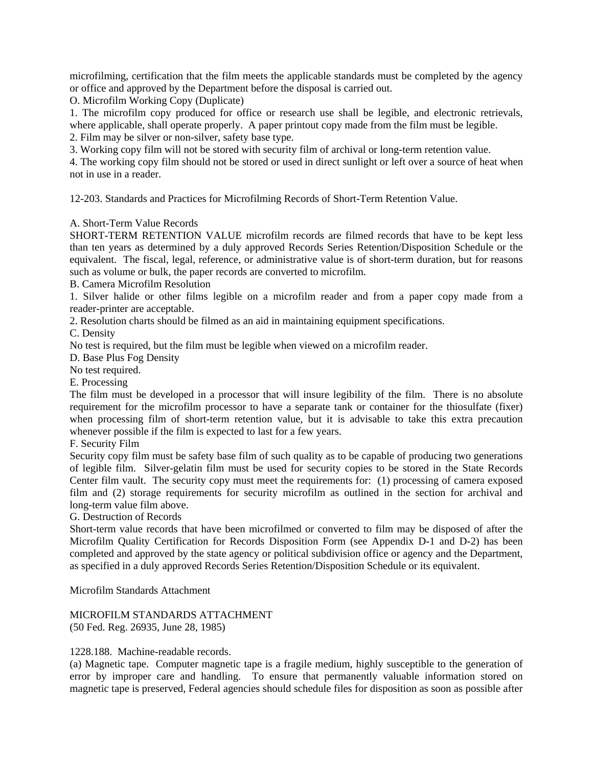microfilming, certification that the film meets the applicable standards must be completed by the agency or office and approved by the Department before the disposal is carried out.

O. Microfilm Working Copy (Duplicate)

1. The microfilm copy produced for office or research use shall be legible, and electronic retrievals, where applicable, shall operate properly. A paper printout copy made from the film must be legible.
2. Film may be silver or non-silver, safety base type.
3. Working copy film will not be stored with security film of archival or long-term retention value.
4. The working copy film should not be stored or used in direct sunlight or left over a source of heat when not in use in a reader.

12-203. Standards and Practices for Microfilming Records of Short-Term Retention Value.

A. Short-Term Value Records

SHORT-TERM RETENTION VALUE microfilm records are filmed records that have to be kept less than ten years as determined by a duly approved Records Series Retention/Disposition Schedule or the equivalent. The fiscal, legal, reference, or administrative value is of short-term duration, but for reasons such as volume or bulk, the paper records are converted to microfilm.

B. Camera Microfilm Resolution

1. Silver halide or other films legible on a microfilm reader and from a paper copy made from a reader-printer are acceptable.
2. Resolution charts should be filmed as an aid in maintaining equipment specifications.

C. Density

No test is required, but the film must be legible when viewed on a microfilm reader.

D. Base Plus Fog Density

No test required.

E. Processing

The film must be developed in a processor that will insure legibility of the film. There is no absolute requirement for the microfilm processor to have a separate tank or container for the thiosulfate (fixer) when processing film of short-term retention value, but it is advisable to take this extra precaution whenever possible if the film is expected to last for a few years.

F. Security Film

Security copy film must be safety base film of such quality as to be capable of producing two generations of legible film. Silver-gelatin film must be used for security copies to be stored in the State Records Center film vault. The security copy must meet the requirements for: (1) processing of camera exposed film and (2) storage requirements for security microfilm as outlined in the section for archival and long-term value film above.

G. Destruction of Records

Short-term value records that have been microfilmed or converted to film may be disposed of after the Microfilm Quality Certification for Records Disposition Form (see Appendix D-1 and D-2) has been completed and approved by the state agency or political subdivision office or agency and the Department, as specified in a duly approved Records Series Retention/Disposition Schedule or its equivalent.

Microfilm Standards Attachment

MICROFILM STANDARDS ATTACHMENT
(50 Fed. Reg. 26935, June 28, 1985)

1228.188. Machine-readable records.

(a) Magnetic tape. Computer magnetic tape is a fragile medium, highly susceptible to the generation of error by improper care and handling. To ensure that permanently valuable information stored on magnetic tape is preserved, Federal agencies should schedule files for disposition as soon as possible after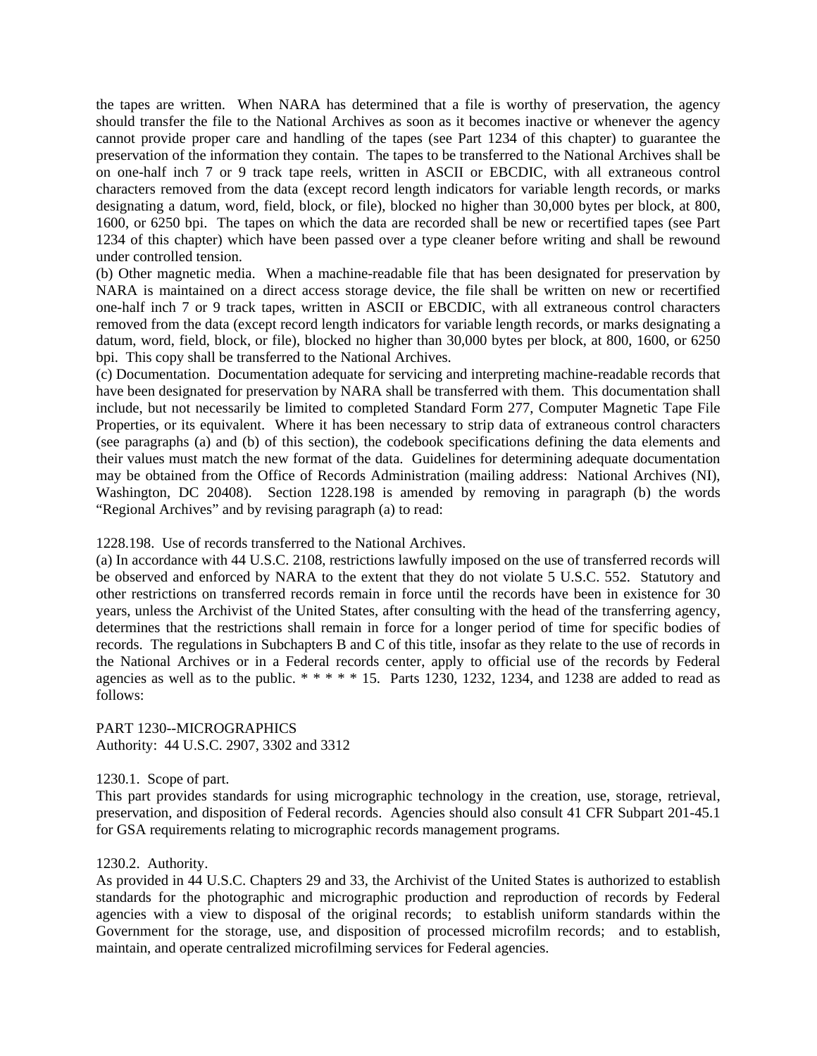the tapes are written. When NARA has determined that a file is worthy of preservation, the agency should transfer the file to the National Archives as soon as it becomes inactive or whenever the agency cannot provide proper care and handling of the tapes (see Part 1234 of this chapter) to guarantee the preservation of the information they contain. The tapes to be transferred to the National Archives shall be on one-half inch 7 or 9 track tape reels, written in ASCII or EBCDIC, with all extraneous control characters removed from the data (except record length indicators for variable length records, or marks designating a datum, word, field, block, or file), blocked no higher than 30,000 bytes per block, at 800, 1600, or 6250 bpi. The tapes on which the data are recorded shall be new or recertified tapes (see Part 1234 of this chapter) which have been passed over a type cleaner before writing and shall be rewound under controlled tension.

(b) Other magnetic media. When a machine-readable file that has been designated for preservation by NARA is maintained on a direct access storage device, the file shall be written on new or recertified one-half inch 7 or 9 track tapes, written in ASCII or EBCDIC, with all extraneous control characters removed from the data (except record length indicators for variable length records, or marks designating a datum, word, field, block, or file), blocked no higher than 30,000 bytes per block, at 800, 1600, or 6250 bpi. This copy shall be transferred to the National Archives.

(c) Documentation. Documentation adequate for servicing and interpreting machine-readable records that have been designated for preservation by NARA shall be transferred with them. This documentation shall include, but not necessarily be limited to completed Standard Form 277, Computer Magnetic Tape File Properties, or its equivalent. Where it has been necessary to strip data of extraneous control characters (see paragraphs (a) and (b) of this section), the codebook specifications defining the data elements and their values must match the new format of the data. Guidelines for determining adequate documentation may be obtained from the Office of Records Administration (mailing address: National Archives (NI), Washington, DC 20408). Section 1228.198 is amended by removing in paragraph (b) the words "Regional Archives" and by revising paragraph (a) to read:

1228.198. Use of records transferred to the National Archives.

(a) In accordance with 44 U.S.C. 2108, restrictions lawfully imposed on the use of transferred records will be observed and enforced by NARA to the extent that they do not violate 5 U.S.C. 552. Statutory and other restrictions on transferred records remain in force until the records have been in existence for 30 years, unless the Archivist of the United States, after consulting with the head of the transferring agency, determines that the restrictions shall remain in force for a longer period of time for specific bodies of records. The regulations in Subchapters B and C of this title, insofar as they relate to the use of records in the National Archives or in a Federal records center, apply to official use of the records by Federal agencies as well as to the public. * * * * * 15. Parts 1230, 1232, 1234, and 1238 are added to read as follows:

PART 1230--MICROGRAPHICS

Authority: 44 U.S.C. 2907, 3302 and 3312

1230.1. Scope of part.

This part provides standards for using micrographic technology in the creation, use, storage, retrieval, preservation, and disposition of Federal records. Agencies should also consult 41 CFR Subpart 201-45.1 for GSA requirements relating to micrographic records management programs.

1230.2. Authority.

As provided in 44 U.S.C. Chapters 29 and 33, the Archivist of the United States is authorized to establish standards for the photographic and micrographic production and reproduction of records by Federal agencies with a view to disposal of the original records; to establish uniform standards within the Government for the storage, use, and disposition of processed microfilm records; and to establish, maintain, and operate centralized microfilming services for Federal agencies.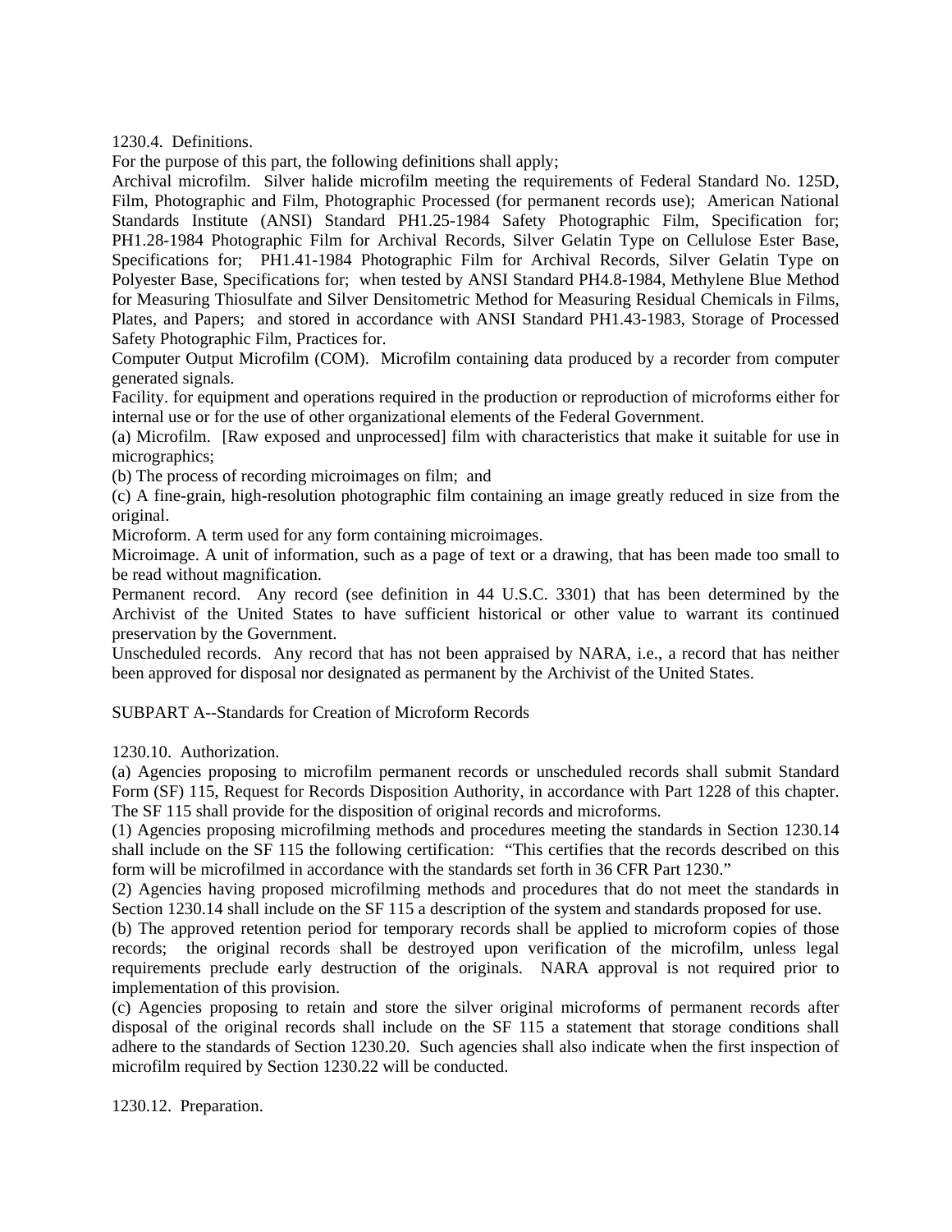1230.4. Definitions.

For the purpose of this part, the following definitions shall apply;

Archival microfilm. Silver halide microfilm meeting the requirements of Federal Standard No. 125D, Film, Photographic and Film, Photographic Processed (for permanent records use); American National Standards Institute (ANSI) Standard PH1.25-1984 Safety Photographic Film, Specification for; PH1.28-1984 Photographic Film for Archival Records, Silver Gelatin Type on Cellulose Ester Base, Specifications for; PH1.41-1984 Photographic Film for Archival Records, Silver Gelatin Type on Polyester Base, Specifications for; when tested by ANSI Standard PH4.8-1984, Methylene Blue Method for Measuring Thiosulfate and Silver Densitometric Method for Measuring Residual Chemicals in Films, Plates, and Papers; and stored in accordance with ANSI Standard PH1.43-1983, Storage of Processed Safety Photographic Film, Practices for.

Computer Output Microfilm (COM). Microfilm containing data produced by a recorder from computer generated signals.

Facility. for equipment and operations required in the production or reproduction of microforms either for internal use or for the use of other organizational elements of the Federal Government.

(a) Microfilm. [Raw exposed and unprocessed] film with characteristics that make it suitable for use in micrographics;

(b) The process of recording microimages on film; and

(c) A fine-grain, high-resolution photographic film containing an image greatly reduced in size from the original.

Microform. A term used for any form containing microimages.

Microimage. A unit of information, such as a page of text or a drawing, that has been made too small to be read without magnification.

Permanent record. Any record (see definition in 44 U.S.C. 3301) that has been determined by the Archivist of the United States to have sufficient historical or other value to warrant its continued preservation by the Government.

Unscheduled records. Any record that has not been appraised by NARA, i.e., a record that has neither been approved for disposal nor designated as permanent by the Archivist of the United States.

SUBPART A--Standards for Creation of Microform Records

1230.10. Authorization.

(a) Agencies proposing to microfilm permanent records or unscheduled records shall submit Standard Form (SF) 115, Request for Records Disposition Authority, in accordance with Part 1228 of this chapter. The SF 115 shall provide for the disposition of original records and microforms.

(1) Agencies proposing microfilming methods and procedures meeting the standards in Section 1230.14 shall include on the SF 115 the following certification: "This certifies that the records described on this form will be microfilmed in accordance with the standards set forth in 36 CFR Part 1230."

(2) Agencies having proposed microfilming methods and procedures that do not meet the standards in Section 1230.14 shall include on the SF 115 a description of the system and standards proposed for use.

(b) The approved retention period for temporary records shall be applied to microform copies of those records; the original records shall be destroyed upon verification of the microfilm, unless legal requirements preclude early destruction of the originals. NARA approval is not required prior to implementation of this provision.

(c) Agencies proposing to retain and store the silver original microforms of permanent records after disposal of the original records shall include on the SF 115 a statement that storage conditions shall adhere to the standards of Section 1230.20. Such agencies shall also indicate when the first inspection of microfilm required by Section 1230.22 will be conducted.

1230.12. Preparation.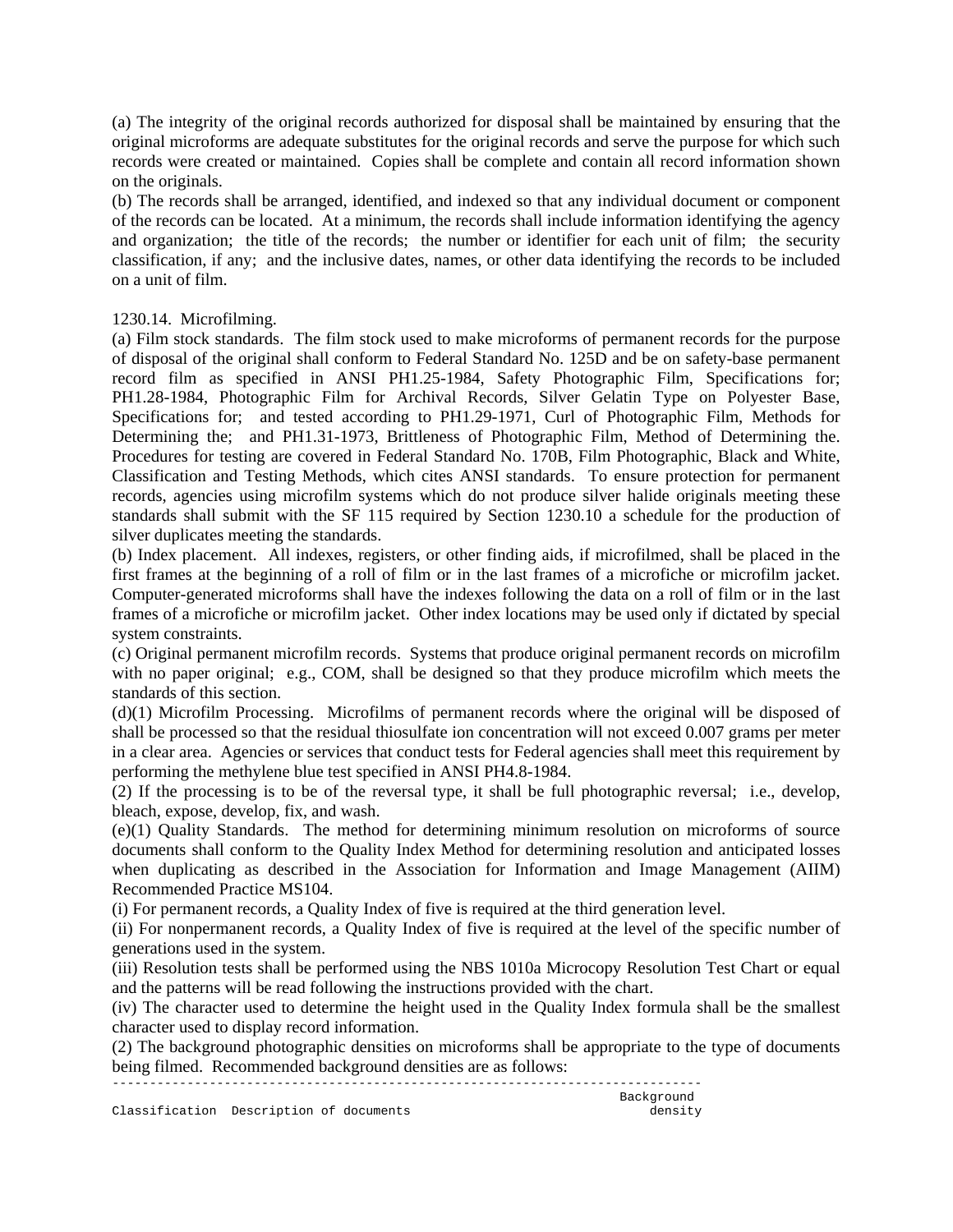(a) The integrity of the original records authorized for disposal shall be maintained by ensuring that the original microforms are adequate substitutes for the original records and serve the purpose for which such records were created or maintained.  Copies shall be complete and contain all record information shown on the originals.

(b) The records shall be arranged, identified, and indexed so that any individual document or component of the records can be located.  At a minimum, the records shall include information identifying the agency and organization;  the title of the records;  the number or identifier for each unit of film;  the security classification, if any;  and the inclusive dates, names, or other data identifying the records to be included on a unit of film.

1230.14.  Microfilming.

(a) Film stock standards.  The film stock used to make microforms of permanent records for the purpose of disposal of the original shall conform to Federal Standard No. 125D and be on safety-base permanent record film as specified in ANSI PH1.25-1984, Safety Photographic Film, Specifications for; PH1.28-1984, Photographic Film for Archival Records, Silver Gelatin Type on Polyester Base, Specifications for;  and tested according to PH1.29-1971, Curl of Photographic Film, Methods for Determining the;  and PH1.31-1973, Brittleness of Photographic Film, Method of Determining the. Procedures for testing are covered in Federal Standard No. 170B, Film Photographic, Black and White, Classification and Testing Methods, which cites ANSI standards.  To ensure protection for permanent records, agencies using microfilm systems which do not produce silver halide originals meeting these standards shall submit with the SF 115 required by Section 1230.10 a schedule for the production of silver duplicates meeting the standards.

(b) Index placement.  All indexes, registers, or other finding aids, if microfilmed, shall be placed in the first frames at the beginning of a roll of film or in the last frames of a microfiche or microfilm jacket. Computer-generated microforms shall have the indexes following the data on a roll of film or in the last frames of a microfiche or microfilm jacket.  Other index locations may be used only if dictated by special system constraints.

(c) Original permanent microfilm records.  Systems that produce original permanent records on microfilm with no paper original;  e.g., COM, shall be designed so that they produce microfilm which meets the standards of this section.

(d)(1) Microfilm Processing.  Microfilms of permanent records where the original will be disposed of shall be processed so that the residual thiosulfate ion concentration will not exceed 0.007 grams per meter in a clear area.  Agencies or services that conduct tests for Federal agencies shall meet this requirement by performing the methylene blue test specified in ANSI PH4.8-1984.

(2) If the processing is to be of the reversal type, it shall be full photographic reversal;  i.e., develop, bleach, expose, develop, fix, and wash.

(e)(1) Quality Standards.  The method for determining minimum resolution on microforms of source documents shall conform to the Quality Index Method for determining resolution and anticipated losses when duplicating as described in the Association for Information and Image Management (AIIM) Recommended Practice MS104.

(i) For permanent records, a Quality Index of five is required at the third generation level.

(ii) For nonpermanent records, a Quality Index of five is required at the level of the specific number of generations used in the system.

(iii) Resolution tests shall be performed using the NBS 1010a Microcopy Resolution Test Chart or equal and the patterns will be read following the instructions provided with the chart.

(iv) The character used to determine the height used in the Quality Index formula shall be the smallest character used to display record information.

(2) The background photographic densities on microforms shall be appropriate to the type of documents being filmed.  Recommended background densities are as follows:

| Classification | Description of documents | Background density |
|---|---|---|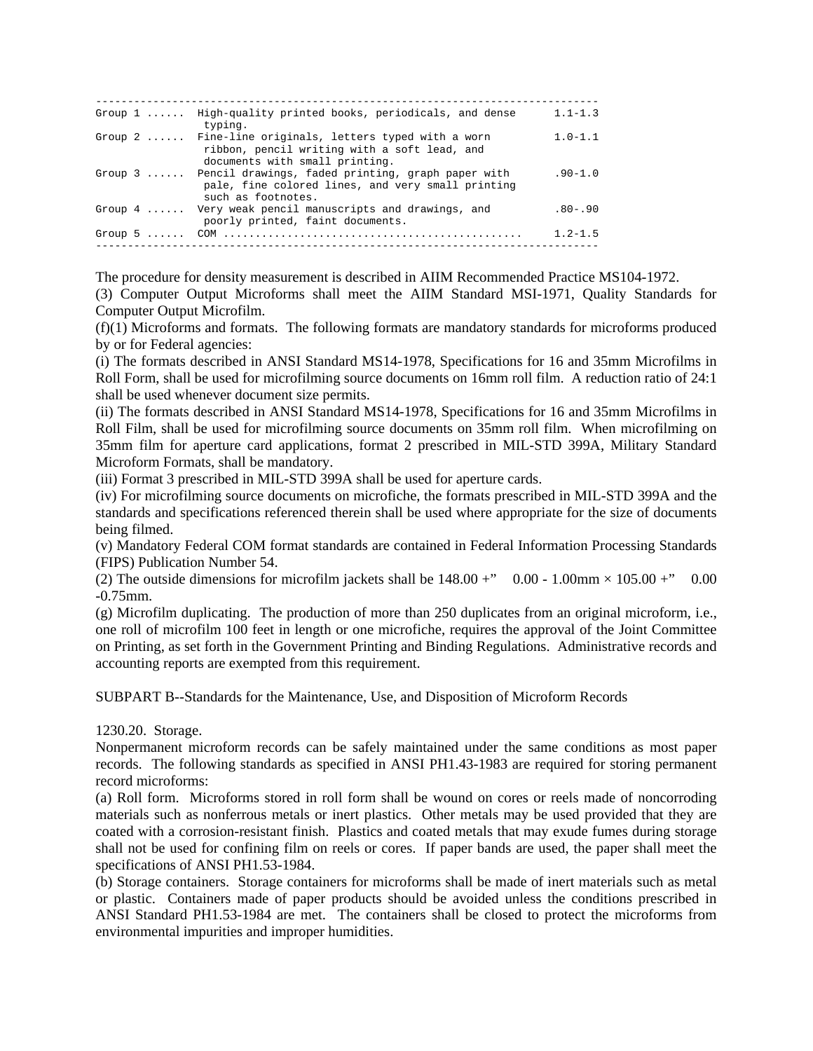| | | |
|---|---|---|
| Group 1 ...... | High-quality printed books, periodicals, and dense typing. | 1.1-1.3 |
| Group 2 ...... | Fine-line originals, letters typed with a worn ribbon, pencil writing with a soft lead, and documents with small printing. | 1.0-1.1 |
| Group 3 ...... | Pencil drawings, faded printing, graph paper with pale, fine colored lines, and very small printing such as footnotes. | .90-1.0 |
| Group 4 ...... | Very weak pencil manuscripts and drawings, and poorly printed, faint documents. | .80-.90 |
| Group 5 ...... | COM ............................................... | 1.2-1.5 |

The procedure for density measurement is described in AIIM Recommended Practice MS104-1972.

(3) Computer Output Microforms shall meet the AIIM Standard MSI-1971, Quality Standards for Computer Output Microfilm.

(f)(1) Microforms and formats. The following formats are mandatory standards for microforms produced by or for Federal agencies:

(i) The formats described in ANSI Standard MS14-1978, Specifications for 16 and 35mm Microfilms in Roll Form, shall be used for microfilming source documents on 16mm roll film. A reduction ratio of 24:1 shall be used whenever document size permits.

(ii) The formats described in ANSI Standard MS14-1978, Specifications for 16 and 35mm Microfilms in Roll Film, shall be used for microfilming source documents on 35mm roll film. When microfilming on 35mm film for aperture card applications, format 2 prescribed in MIL-STD 399A, Military Standard Microform Formats, shall be mandatory.

(iii) Format 3 prescribed in MIL-STD 399A shall be used for aperture cards.

(iv) For microfilming source documents on microfiche, the formats prescribed in MIL-STD 399A and the standards and specifications referenced therein shall be used where appropriate for the size of documents being filmed.

(v) Mandatory Federal COM format standards are contained in Federal Information Processing Standards (FIPS) Publication Number 54.

(2) The outside dimensions for microfilm jackets shall be 148.00 +" 0.00 - 1.00mm × 105.00 +" 0.00 -0.75mm.

(g) Microfilm duplicating. The production of more than 250 duplicates from an original microform, i.e., one roll of microfilm 100 feet in length or one microfiche, requires the approval of the Joint Committee on Printing, as set forth in the Government Printing and Binding Regulations. Administrative records and accounting reports are exempted from this requirement.

SUBPART B--Standards for the Maintenance, Use, and Disposition of Microform Records

1230.20. Storage.

Nonpermanent microform records can be safely maintained under the same conditions as most paper records. The following standards as specified in ANSI PH1.43-1983 are required for storing permanent record microforms:

(a) Roll form. Microforms stored in roll form shall be wound on cores or reels made of noncorroding materials such as nonferrous metals or inert plastics. Other metals may be used provided that they are coated with a corrosion-resistant finish. Plastics and coated metals that may exude fumes during storage shall not be used for confining film on reels or cores. If paper bands are used, the paper shall meet the specifications of ANSI PH1.53-1984.

(b) Storage containers. Storage containers for microforms shall be made of inert materials such as metal or plastic. Containers made of paper products should be avoided unless the conditions prescribed in ANSI Standard PH1.53-1984 are met. The containers shall be closed to protect the microforms from environmental impurities and improper humidities.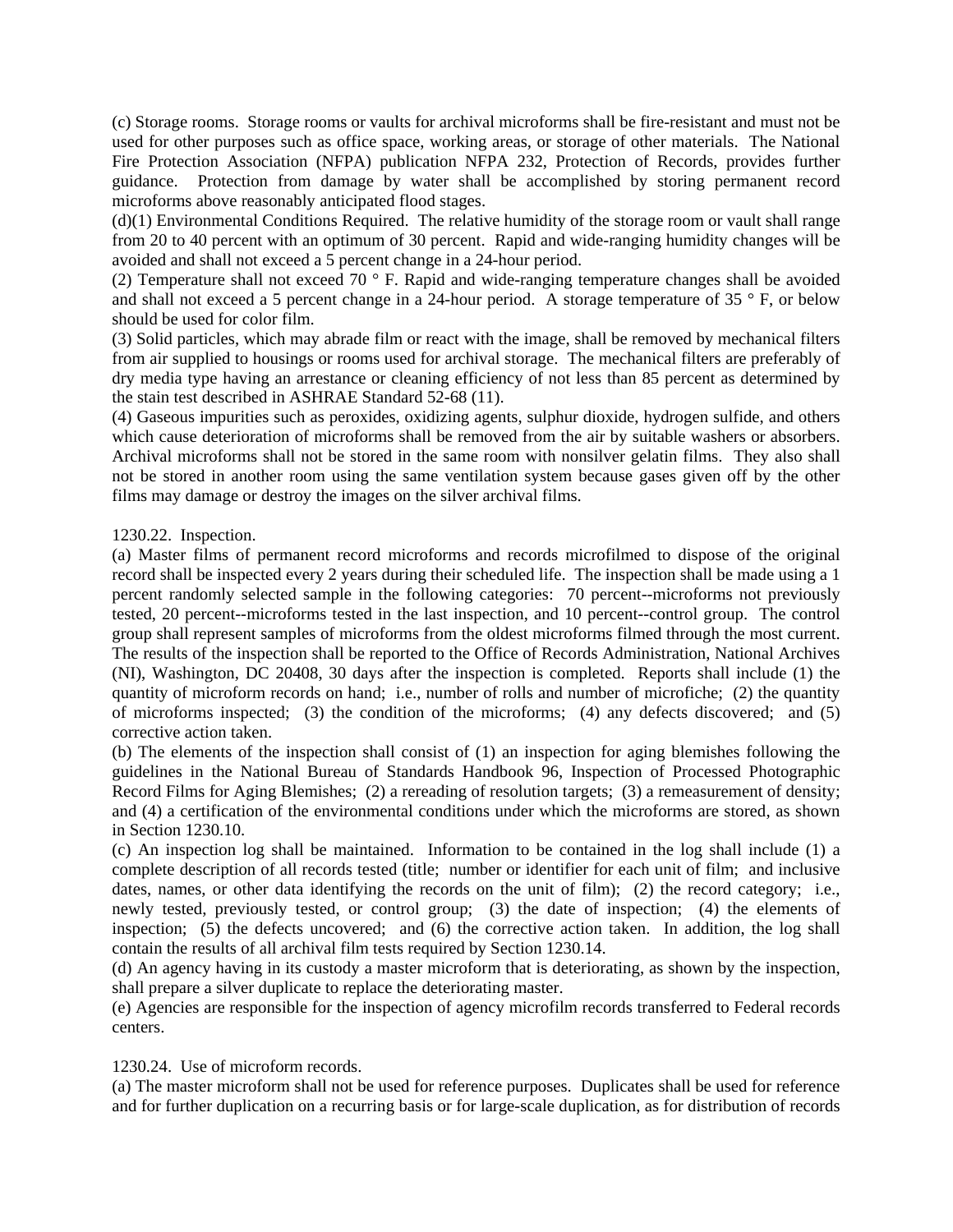(c) Storage rooms. Storage rooms or vaults for archival microforms shall be fire-resistant and must not be used for other purposes such as office space, working areas, or storage of other materials. The National Fire Protection Association (NFPA) publication NFPA 232, Protection of Records, provides further guidance. Protection from damage by water shall be accomplished by storing permanent record microforms above reasonably anticipated flood stages.

(d)(1) Environmental Conditions Required. The relative humidity of the storage room or vault shall range from 20 to 40 percent with an optimum of 30 percent. Rapid and wide-ranging humidity changes will be avoided and shall not exceed a 5 percent change in a 24-hour period.

(2) Temperature shall not exceed 70 ° F. Rapid and wide-ranging temperature changes shall be avoided and shall not exceed a 5 percent change in a 24-hour period. A storage temperature of 35 ° F, or below should be used for color film.

(3) Solid particles, which may abrade film or react with the image, shall be removed by mechanical filters from air supplied to housings or rooms used for archival storage. The mechanical filters are preferably of dry media type having an arrestance or cleaning efficiency of not less than 85 percent as determined by the stain test described in ASHRAE Standard 52-68 (11).

(4) Gaseous impurities such as peroxides, oxidizing agents, sulphur dioxide, hydrogen sulfide, and others which cause deterioration of microforms shall be removed from the air by suitable washers or absorbers. Archival microforms shall not be stored in the same room with nonsilver gelatin films. They also shall not be stored in another room using the same ventilation system because gases given off by the other films may damage or destroy the images on the silver archival films.

1230.22. Inspection.

(a) Master films of permanent record microforms and records microfilmed to dispose of the original record shall be inspected every 2 years during their scheduled life. The inspection shall be made using a 1 percent randomly selected sample in the following categories: 70 percent--microforms not previously tested, 20 percent--microforms tested in the last inspection, and 10 percent--control group. The control group shall represent samples of microforms from the oldest microforms filmed through the most current. The results of the inspection shall be reported to the Office of Records Administration, National Archives (NI), Washington, DC 20408, 30 days after the inspection is completed. Reports shall include (1) the quantity of microform records on hand; i.e., number of rolls and number of microfiche; (2) the quantity of microforms inspected; (3) the condition of the microforms; (4) any defects discovered; and (5) corrective action taken.

(b) The elements of the inspection shall consist of (1) an inspection for aging blemishes following the guidelines in the National Bureau of Standards Handbook 96, Inspection of Processed Photographic Record Films for Aging Blemishes; (2) a rereading of resolution targets; (3) a remeasurement of density; and (4) a certification of the environmental conditions under which the microforms are stored, as shown in Section 1230.10.

(c) An inspection log shall be maintained. Information to be contained in the log shall include (1) a complete description of all records tested (title; number or identifier for each unit of film; and inclusive dates, names, or other data identifying the records on the unit of film); (2) the record category; i.e., newly tested, previously tested, or control group; (3) the date of inspection; (4) the elements of inspection; (5) the defects uncovered; and (6) the corrective action taken. In addition, the log shall contain the results of all archival film tests required by Section 1230.14.

(d) An agency having in its custody a master microform that is deteriorating, as shown by the inspection, shall prepare a silver duplicate to replace the deteriorating master.

(e) Agencies are responsible for the inspection of agency microfilm records transferred to Federal records centers.

1230.24. Use of microform records.

(a) The master microform shall not be used for reference purposes. Duplicates shall be used for reference and for further duplication on a recurring basis or for large-scale duplication, as for distribution of records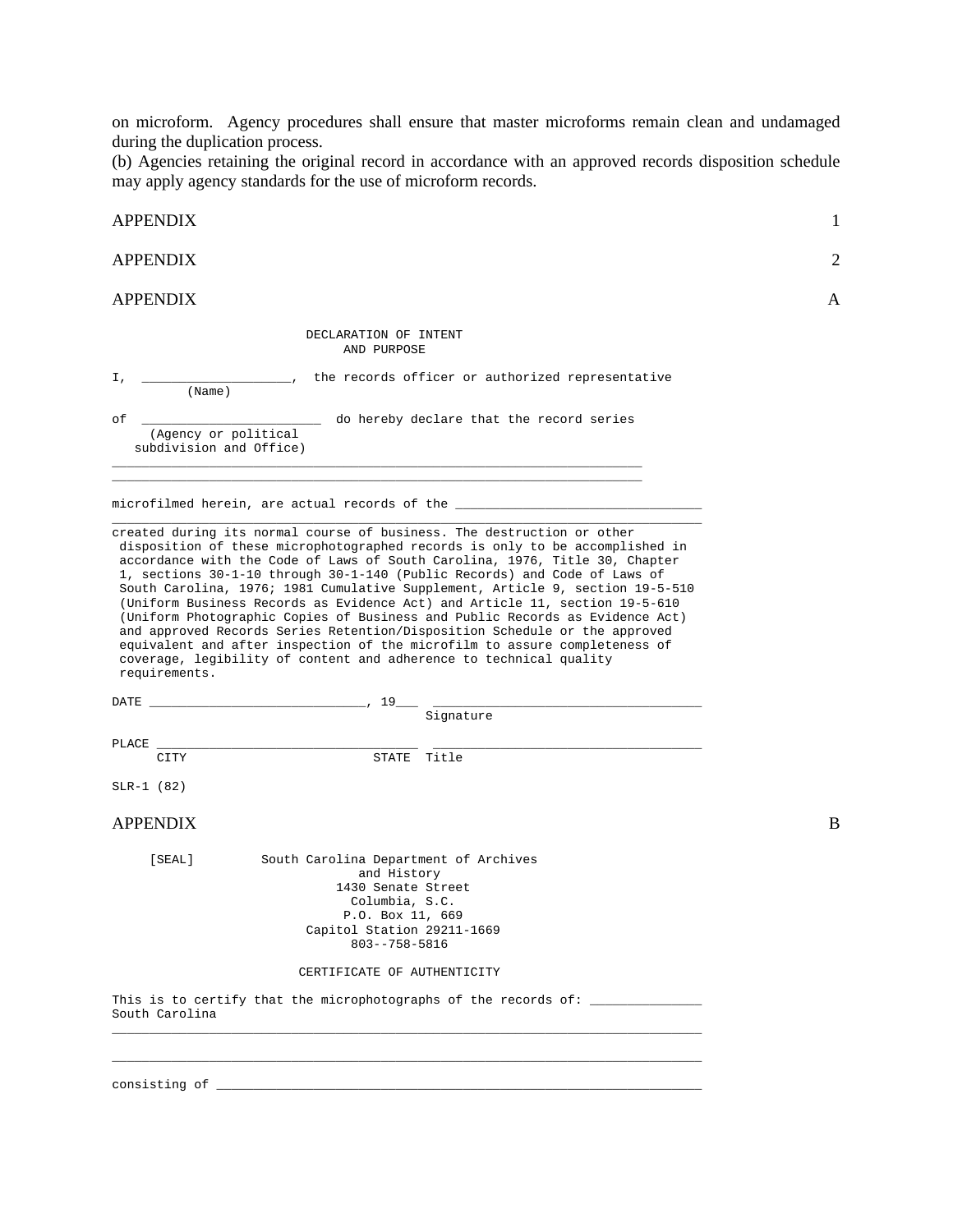on microform. Agency procedures shall ensure that master microforms remain clean and undamaged during the duplication process.

(b) Agencies retaining the original record in accordance with an approved records disposition schedule may apply agency standards for the use of microform records.

APPENDIX 1

APPENDIX 2

APPENDIX A

```
                         DECLARATION OF INTENT
                              AND PURPOSE

I,  ____________________,  the records officer or authorized representative
          (Name)

of  ________________________  do hereby declare that the record series
     (Agency or political
    subdivision and Office)
_______________________________________________________________________
_______________________________________________________________________

microfilmed herein, are actual records of the _________________________________
_______________________________________________________________________________
created during its normal course of business. The destruction or other
 disposition of these microphotographed records is only to be accomplished in
 accordance with the Code of Laws of South Carolina, 1976, Title 30, Chapter
 1, sections 30-1-10 through 30-1-140 (Public Records) and Code of Laws of
 South Carolina, 1976; 1981 Cumulative Supplement, Article 9, section 19-5-510
 (Uniform Business Records as Evidence Act) and Article 11, section 19-5-610
 (Uniform Photographic Copies of Business and Public Records as Evidence Act)
 and approved Records Series Retention/Disposition Schedule or the approved
 equivalent and after inspection of the microfilm to assure completeness of
 coverage, legibility of content and adherence to technical quality
 requirements.

DATE _____________________________, 19___  ____________________________________
                                              Signature

PLACE ___________________________________  ____________________________________
      CITY                        STATE  Title

SLR-1 (82)
```

APPENDIX B

```
     [SEAL]         South Carolina Department of Archives
                                and History
                            1430 Senate Street
                              Columbia, S.C.
                            P.O. Box 11, 669
                         Capitol Station 29211-1669
                              803--758-5816

                         CERTIFICATE OF AUTHENTICITY

This is to certify that the microphotographs of the records of: ______________
South Carolina
_______________________________________________________________________________

_______________________________________________________________________________

consisting of _________________________________________________________________
```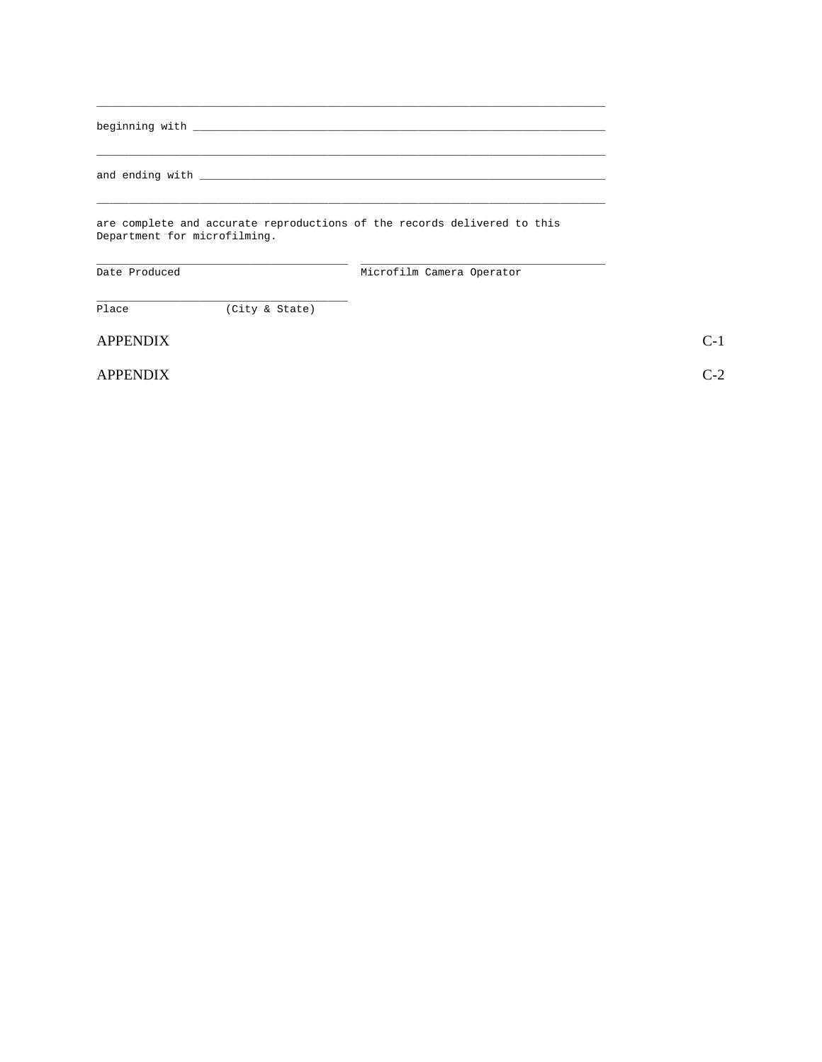\_\_\_\_\_\_\_\_\_\_\_\_\_\_\_\_\_\_\_\_\_\_\_\_\_\_\_\_\_\_\_\_\_\_\_\_\_\_\_\_\_\_\_\_\_\_\_\_\_\_\_\_\_\_\_\_\_\_\_\_\_\_\_\_\_\_\_\_\_\_\_\_\_\_\_\_\_\_

beginning with \_\_\_\_\_\_\_\_\_\_\_\_\_\_\_\_\_\_\_\_\_\_\_\_\_\_\_\_\_\_\_\_\_\_\_\_\_\_\_\_\_\_\_\_\_\_\_\_\_\_\_\_\_\_\_\_\_\_\_\_\_\_\_\_

\_\_\_\_\_\_\_\_\_\_\_\_\_\_\_\_\_\_\_\_\_\_\_\_\_\_\_\_\_\_\_\_\_\_\_\_\_\_\_\_\_\_\_\_\_\_\_\_\_\_\_\_\_\_\_\_\_\_\_\_\_\_\_\_\_\_\_\_\_\_\_\_\_\_\_\_\_\_

and ending with \_\_\_\_\_\_\_\_\_\_\_\_\_\_\_\_\_\_\_\_\_\_\_\_\_\_\_\_\_\_\_\_\_\_\_\_\_\_\_\_\_\_\_\_\_\_\_\_\_\_\_\_\_\_\_\_\_\_\_\_\_\_\_

\_\_\_\_\_\_\_\_\_\_\_\_\_\_\_\_\_\_\_\_\_\_\_\_\_\_\_\_\_\_\_\_\_\_\_\_\_\_\_\_\_\_\_\_\_\_\_\_\_\_\_\_\_\_\_\_\_\_\_\_\_\_\_\_\_\_\_\_\_\_\_\_\_\_\_\_\_\_

are complete and accurate reproductions of the records delivered to this Department for microfilming.

\_\_\_\_\_\_\_\_\_\_\_\_\_\_\_\_\_\_\_\_\_\_\_\_\_\_\_\_\_\_\_\_\_\_\_\_\_\_ \_\_\_\_\_\_\_\_\_\_\_\_\_\_\_\_\_\_\_\_\_\_\_\_\_\_\_\_\_\_\_\_\_\_\_\_\_\_
Date Produced Microfilm Camera Operator

\_\_\_\_\_\_\_\_\_\_\_\_\_\_\_\_\_\_\_\_\_\_\_\_\_\_\_\_\_\_\_\_\_\_\_\_\_\_
Place (City & State)

APPENDIX C-1

APPENDIX C-2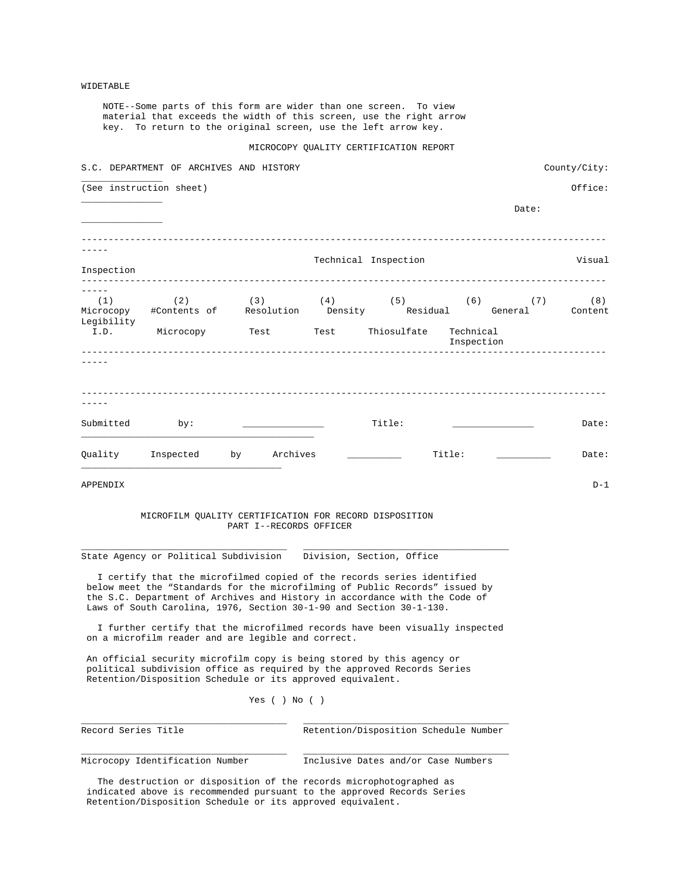WIDETABLE

NOTE--Some parts of this form are wider than one screen. To view material that exceeds the width of this screen, use the right arrow key. To return to the original screen, use the left arrow key.

MICROCOPY QUALITY CERTIFICATION REPORT

S.C. DEPARTMENT OF ARCHIVES AND HISTORY County/City: ______________

(See instruction sheet) Office: ______________

Date: ______________

| | | Technical Inspection | | | | | Visual Inspection |
|---|---|---|---|---|---|---|---|
| (1) Microcopy I.D. | (2) #Contents of Microcopy | (3) Resolution Test | (4) Density Test | (5) Residual Thiosulfate | (6) General Technical Inspection | (7) Content | (8) Legibility |
| | | | | | | | |

Submitted by: ______________ Title: ______________ Date: ________________________________________

Quality Inspected by Archives __________ Title: __________ Date: ___________________________________

APPENDIX D-1

## MICROFILM QUALITY CERTIFICATION FOR RECORD DISPOSITION

### PART I--RECORDS OFFICER

_____________________________________ _____________________________________
State Agency or Political Subdivision Division, Section, Office

I certify that the microfilmed copied of the records series identified below meet the "Standards for the microfilming of Public Records" issued by the S.C. Department of Archives and History in accordance with the Code of Laws of South Carolina, 1976, Section 30-1-90 and Section 30-1-130.

I further certify that the microfilmed records have been visually inspected on a microfilm reader and are legible and correct.

An official security microfilm copy is being stored by this agency or political subdivision office as required by the approved Records Series Retention/Disposition Schedule or its approved equivalent.

Yes ( ) No ( )

_____________________________________ _____________________________________
Record Series Title Retention/Disposition Schedule Number

_____________________________________ _____________________________________
Microcopy Identification Number Inclusive Dates and/or Case Numbers

The destruction or disposition of the records microphotographed as indicated above is recommended pursuant to the approved Records Series Retention/Disposition Schedule or its approved equivalent.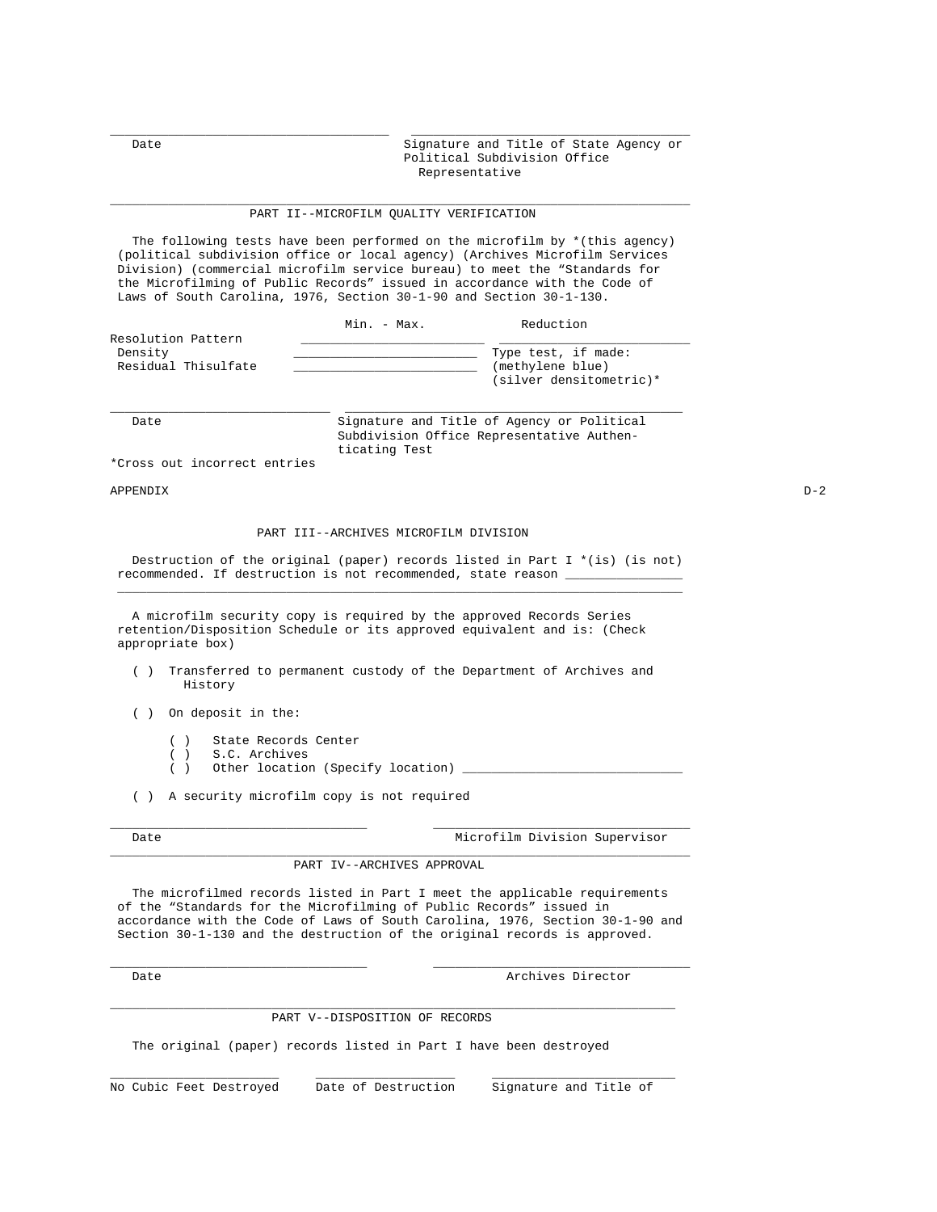\_\_\_\_\_\_\_\_\_\_\_\_\_\_\_\_\_\_\_\_\_\_\_\_\_\_\_\_\_\_\_\_\_\_\_\_\_\_ \_\_\_\_\_\_\_\_\_\_\_\_\_\_\_\_\_\_\_\_\_\_\_\_\_\_\_\_\_\_\_\_\_\_\_\_\_\_

Date — Signature and Title of State Agency or Political Subdivision Office Representative

---

## PART II--MICROFILM QUALITY VERIFICATION

The following tests have been performed on the microfilm by *(this agency) (political subdivision office or local agency) (Archives Microfilm Services Division) (commercial microfilm service bureau) to meet the "Standards for the Microfilming of Public Records" issued in accordance with the Code of Laws of South Carolina, 1976, Section 30-1-90 and Section 30-1-130.

| | Min. - Max. | Reduction |
|---|---|---|
| Resolution Pattern | \_\_\_\_\_\_\_\_\_\_\_\_\_\_\_\_\_\_\_\_\_\_\_\_ | \_\_\_\_\_\_\_\_\_\_\_\_\_\_\_\_\_\_\_\_\_\_\_\_ |
| Density | \_\_\_\_\_\_\_\_\_\_\_\_\_\_\_\_\_\_\_\_\_\_\_\_ | Type test, if made: |
| Residual Thisulfate | \_\_\_\_\_\_\_\_\_\_\_\_\_\_\_\_\_\_\_\_\_\_\_\_ | (methylene blue) (silver densitometric)* |

\_\_\_\_\_\_\_\_\_\_\_\_\_\_\_\_\_\_\_\_\_\_\_\_\_\_\_\_\_\_ \_\_\_\_\_\_\_\_\_\_\_\_\_\_\_\_\_\_\_\_\_\_\_\_\_\_\_\_\_\_\_\_\_\_\_\_\_\_\_\_\_\_\_\_

Date — Signature and Title of Agency or Political Subdivision Office Representative Authenticating Test

*Cross out incorrect entries

APPENDIX D-2

## PART III--ARCHIVES MICROFILM DIVISION

Destruction of the original (paper) records listed in Part I *(is) (is not) recommended. If destruction is not recommended, state reason \_\_\_\_\_\_\_\_\_\_\_\_\_\_\_
\_\_\_\_\_\_\_\_\_\_\_\_\_\_\_\_\_\_\_\_\_\_\_\_\_\_\_\_\_\_\_\_\_\_\_\_\_\_\_\_\_\_\_\_\_\_\_\_\_\_\_\_\_\_\_\_\_\_\_\_\_\_\_\_\_\_\_\_\_\_\_\_\_\_\_\_

A microfilm security copy is required by the approved Records Series retention/Disposition Schedule or its approved equivalent and is: (Check appropriate box)

( ) Transferred to permanent custody of the Department of Archives and History

( ) On deposit in the:

- ( ) State Records Center
- ( ) S.C. Archives
- ( ) Other location (Specify location) \_\_\_\_\_\_\_\_\_\_\_\_\_\_\_\_\_\_\_\_\_\_\_\_\_\_\_\_\_\_

( ) A security microfilm copy is not required

\_\_\_\_\_\_\_\_\_\_\_\_\_\_\_\_\_\_\_\_\_\_\_\_\_\_\_\_\_\_\_\_\_\_\_ \_\_\_\_\_\_\_\_\_\_\_\_\_\_\_\_\_\_\_\_\_\_\_\_\_\_\_\_\_\_\_\_\_\_\_

Date — Microfilm Division Supervisor

---

## PART IV--ARCHIVES APPROVAL

The microfilmed records listed in Part I meet the applicable requirements of the "Standards for the Microfilming of Public Records" issued in accordance with the Code of Laws of South Carolina, 1976, Section 30-1-90 and Section 30-1-130 and the destruction of the original records is approved.

\_\_\_\_\_\_\_\_\_\_\_\_\_\_\_\_\_\_\_\_\_\_\_\_\_\_\_\_\_\_\_\_\_\_\_ \_\_\_\_\_\_\_\_\_\_\_\_\_\_\_\_\_\_\_\_\_\_\_\_\_\_\_\_\_\_\_\_\_\_\_

Date — Archives Director

---

## PART V--DISPOSITION OF RECORDS

The original (paper) records listed in Part I have been destroyed

\_\_\_\_\_\_\_\_\_\_\_\_\_\_\_\_\_\_\_\_\_\_\_ \_\_\_\_\_\_\_\_\_\_\_\_\_\_\_\_\_\_\_ \_\_\_\_\_\_\_\_\_\_\_\_\_\_\_\_\_\_\_\_\_\_\_\_\_

No Cubic Feet Destroyed — Date of Destruction — Signature and Title of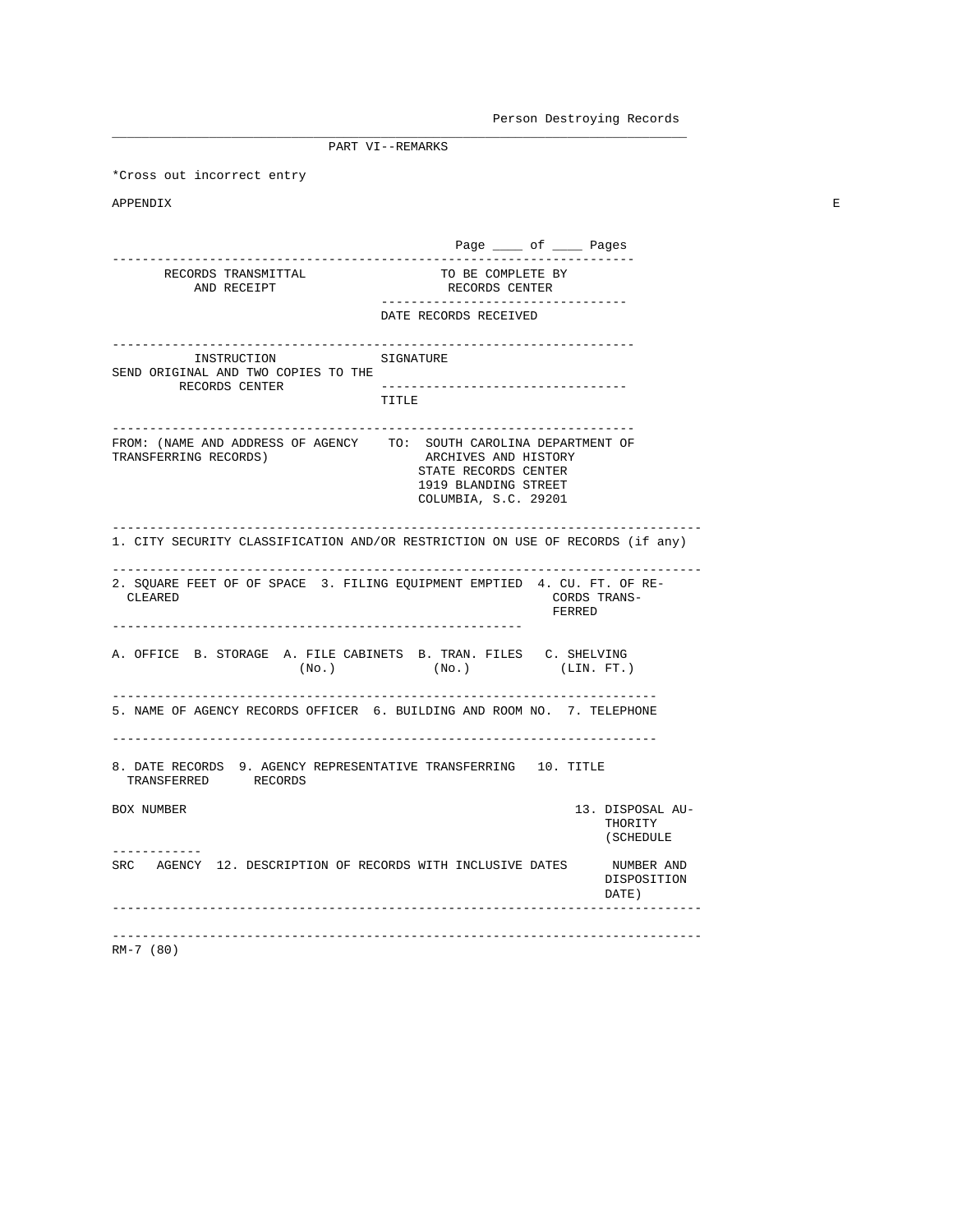Person Destroying Records

PART VI--REMARKS

*Cross out incorrect entry

APPENDIX E

Page ____ of ____ Pages

| | |
|---|---|
| RECORDS TRANSMITTAL AND RECEIPT | TO BE COMPLETE BY RECORDS CENTER |
| | DATE RECORDS RECEIVED |
| INSTRUCTION<br>SEND ORIGINAL AND TWO COPIES TO THE RECORDS CENTER | SIGNATURE |
| | TITLE |
| FROM: (NAME AND ADDRESS OF AGENCY TRANSFERRING RECORDS) | TO: SOUTH CAROLINA DEPARTMENT OF ARCHIVES AND HISTORY<br>STATE RECORDS CENTER<br>1919 BLANDING STREET<br>COLUMBIA, S.C. 29201 |

1. CITY SECURITY CLASSIFICATION AND/OR RESTRICTION ON USE OF RECORDS (if any)

| 2. SQUARE FEET OF OF SPACE CLEARED | | 3. FILING EQUIPMENT EMPTIED | | | 4. CU. FT. OF RECORDS TRANSFERRED |
|---|---|---|---|---|---|
| A. OFFICE | B. STORAGE | A. FILE CABINETS (No.) | B. TRAN. FILES (No.) | C. SHELVING (LIN. FT.) | |

| 5. NAME OF AGENCY RECORDS OFFICER | 6. BUILDING AND ROOM NO. | 7. TELEPHONE |
|---|---|---|
| | | |

| 8. DATE RECORDS TRANSFERRED | 9. AGENCY REPRESENTATIVE TRANSFERRING RECORDS | 10. TITLE |
|---|---|---|
| | | |

| BOX NUMBER | | | 13. DISPOSAL AUTHORITY (SCHEDULE NUMBER AND DISPOSITION DATE) |
|---|---|---|---|
| SRC | AGENCY | 12. DESCRIPTION OF RECORDS WITH INCLUSIVE DATES | |
| | | | |

RM-7 (80)